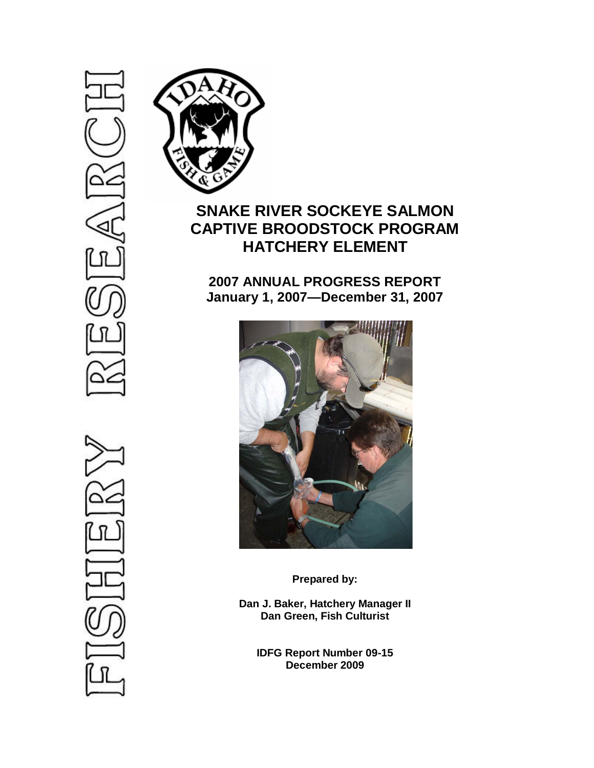FISHERY RESEARCH

# SNAKE RIVER SOCKEYE SALMON CAPTIVE BROODSTOCK PROGRAM HATCHERY ELEMENT

## 2007 ANNUAL PROGRESS REPORT
## January 1, 2007—December 31, 2007

**Prepared by:**

**Dan J. Baker, Hatchery Manager II**
**Dan Green, Fish Culturist**

**IDFG Report Number 09-15**
**December 2009**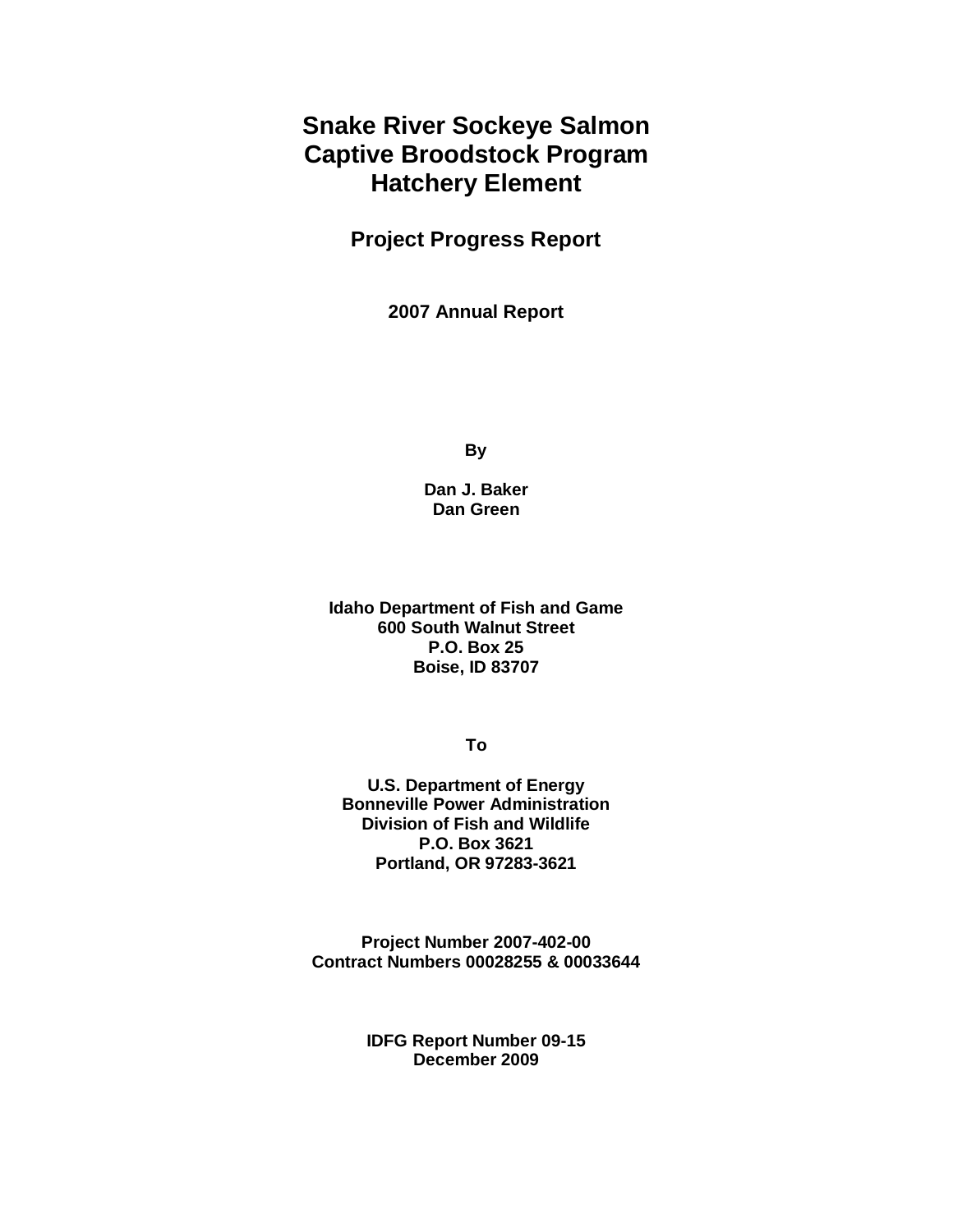# Snake River Sockeye Salmon Captive Broodstock Program Hatchery Element

## Project Progress Report

### 2007 Annual Report

**By**

**Dan J. Baker**
**Dan Green**

**Idaho Department of Fish and Game**
**600 South Walnut Street**
**P.O. Box 25**
**Boise, ID 83707**

**To**

**U.S. Department of Energy**
**Bonneville Power Administration**
**Division of Fish and Wildlife**
**P.O. Box 3621**
**Portland, OR 97283-3621**

**Project Number 2007-402-00**
**Contract Numbers 00028255 & 00033644**

**IDFG Report Number 09-15**
**December 2009**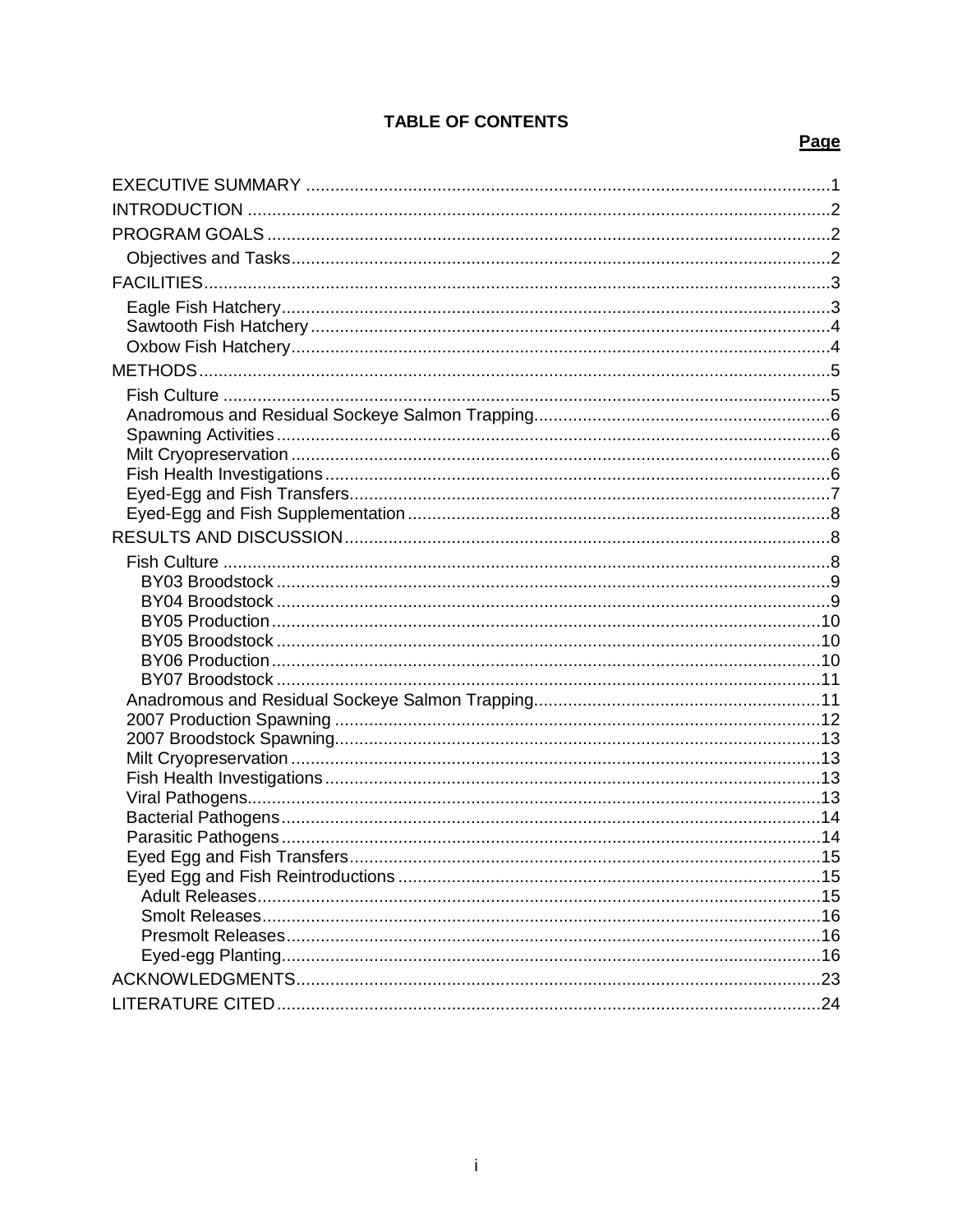## TABLE OF CONTENTS

| | Page |
|---|---|
| EXECUTIVE SUMMARY | 1 |
| INTRODUCTION | 2 |
| PROGRAM GOALS | 2 |
| Objectives and Tasks | 2 |
| FACILITIES | 3 |
| Eagle Fish Hatchery | 3 |
| Sawtooth Fish Hatchery | 4 |
| Oxbow Fish Hatchery | 4 |
| METHODS | 5 |
| Fish Culture | 5 |
| Anadromous and Residual Sockeye Salmon Trapping | 6 |
| Spawning Activities | 6 |
| Milt Cryopreservation | 6 |
| Fish Health Investigations | 6 |
| Eyed-Egg and Fish Transfers | 7 |
| Eyed-Egg and Fish Supplementation | 8 |
| RESULTS AND DISCUSSION | 8 |
| Fish Culture | 8 |
| BY03 Broodstock | 9 |
| BY04 Broodstock | 9 |
| BY05 Production | 10 |
| BY05 Broodstock | 10 |
| BY06 Production | 10 |
| BY07 Broodstock | 11 |
| Anadromous and Residual Sockeye Salmon Trapping | 11 |
| 2007 Production Spawning | 12 |
| 2007 Broodstock Spawning | 13 |
| Milt Cryopreservation | 13 |
| Fish Health Investigations | 13 |
| Viral Pathogens | 13 |
| Bacterial Pathogens | 14 |
| Parasitic Pathogens | 14 |
| Eyed Egg and Fish Transfers | 15 |
| Eyed Egg and Fish Reintroductions | 15 |
| Adult Releases | 15 |
| Smolt Releases | 16 |
| Presmolt Releases | 16 |
| Eyed-egg Planting | 16 |
| ACKNOWLEDGMENTS | 23 |
| LITERATURE CITED | 24 |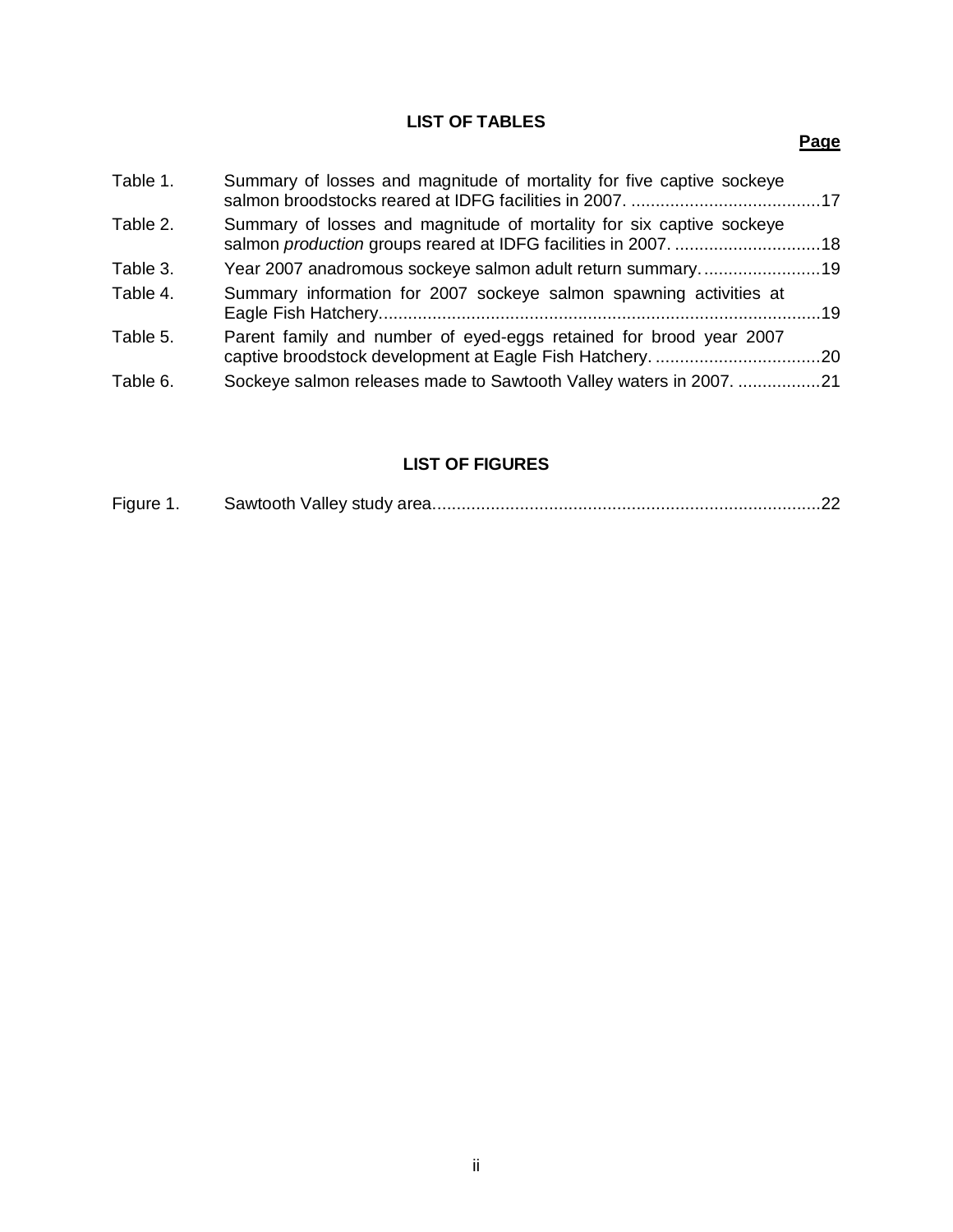## LIST OF TABLES

| | | Page |
|---|---|---|
| Table 1. | Summary of losses and magnitude of mortality for five captive sockeye salmon broodstocks reared at IDFG facilities in 2007. | 17 |
| Table 2. | Summary of losses and magnitude of mortality for six captive sockeye salmon *production* groups reared at IDFG facilities in 2007. | 18 |
| Table 3. | Year 2007 anadromous sockeye salmon adult return summary. | 19 |
| Table 4. | Summary information for 2007 sockeye salmon spawning activities at Eagle Fish Hatchery. | 19 |
| Table 5. | Parent family and number of eyed-eggs retained for brood year 2007 captive broodstock development at Eagle Fish Hatchery. | 20 |
| Table 6. | Sockeye salmon releases made to Sawtooth Valley waters in 2007. | 21 |

## LIST OF FIGURES

| | | |
|---|---|---|
| Figure 1. | Sawtooth Valley study area. | 22 |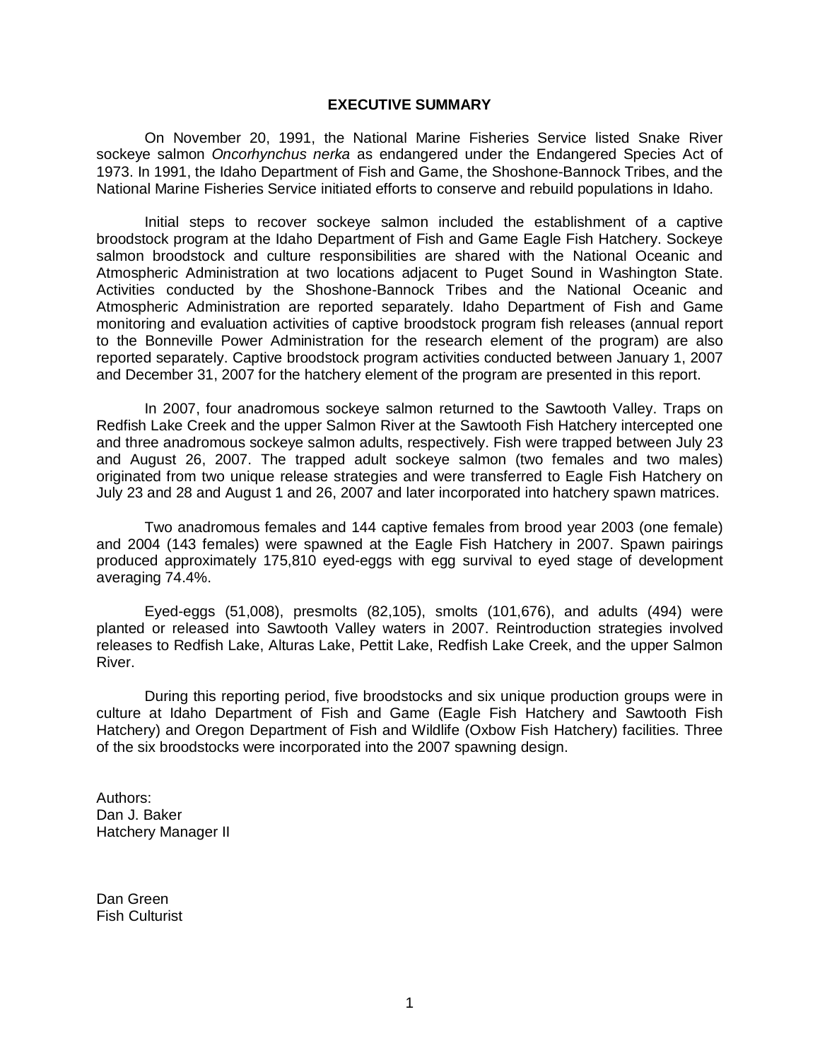## EXECUTIVE SUMMARY

On November 20, 1991, the National Marine Fisheries Service listed Snake River sockeye salmon *Oncorhynchus nerka* as endangered under the Endangered Species Act of 1973. In 1991, the Idaho Department of Fish and Game, the Shoshone-Bannock Tribes, and the National Marine Fisheries Service initiated efforts to conserve and rebuild populations in Idaho.

Initial steps to recover sockeye salmon included the establishment of a captive broodstock program at the Idaho Department of Fish and Game Eagle Fish Hatchery. Sockeye salmon broodstock and culture responsibilities are shared with the National Oceanic and Atmospheric Administration at two locations adjacent to Puget Sound in Washington State. Activities conducted by the Shoshone-Bannock Tribes and the National Oceanic and Atmospheric Administration are reported separately. Idaho Department of Fish and Game monitoring and evaluation activities of captive broodstock program fish releases (annual report to the Bonneville Power Administration for the research element of the program) are also reported separately. Captive broodstock program activities conducted between January 1, 2007 and December 31, 2007 for the hatchery element of the program are presented in this report.

In 2007, four anadromous sockeye salmon returned to the Sawtooth Valley. Traps on Redfish Lake Creek and the upper Salmon River at the Sawtooth Fish Hatchery intercepted one and three anadromous sockeye salmon adults, respectively. Fish were trapped between July 23 and August 26, 2007. The trapped adult sockeye salmon (two females and two males) originated from two unique release strategies and were transferred to Eagle Fish Hatchery on July 23 and 28 and August 1 and 26, 2007 and later incorporated into hatchery spawn matrices.

Two anadromous females and 144 captive females from brood year 2003 (one female) and 2004 (143 females) were spawned at the Eagle Fish Hatchery in 2007. Spawn pairings produced approximately 175,810 eyed-eggs with egg survival to eyed stage of development averaging 74.4%.

Eyed-eggs (51,008), presmolts (82,105), smolts (101,676), and adults (494) were planted or released into Sawtooth Valley waters in 2007. Reintroduction strategies involved releases to Redfish Lake, Alturas Lake, Pettit Lake, Redfish Lake Creek, and the upper Salmon River.

During this reporting period, five broodstocks and six unique production groups were in culture at Idaho Department of Fish and Game (Eagle Fish Hatchery and Sawtooth Fish Hatchery) and Oregon Department of Fish and Wildlife (Oxbow Fish Hatchery) facilities. Three of the six broodstocks were incorporated into the 2007 spawning design.

Authors:
Dan J. Baker
Hatchery Manager II

Dan Green
Fish Culturist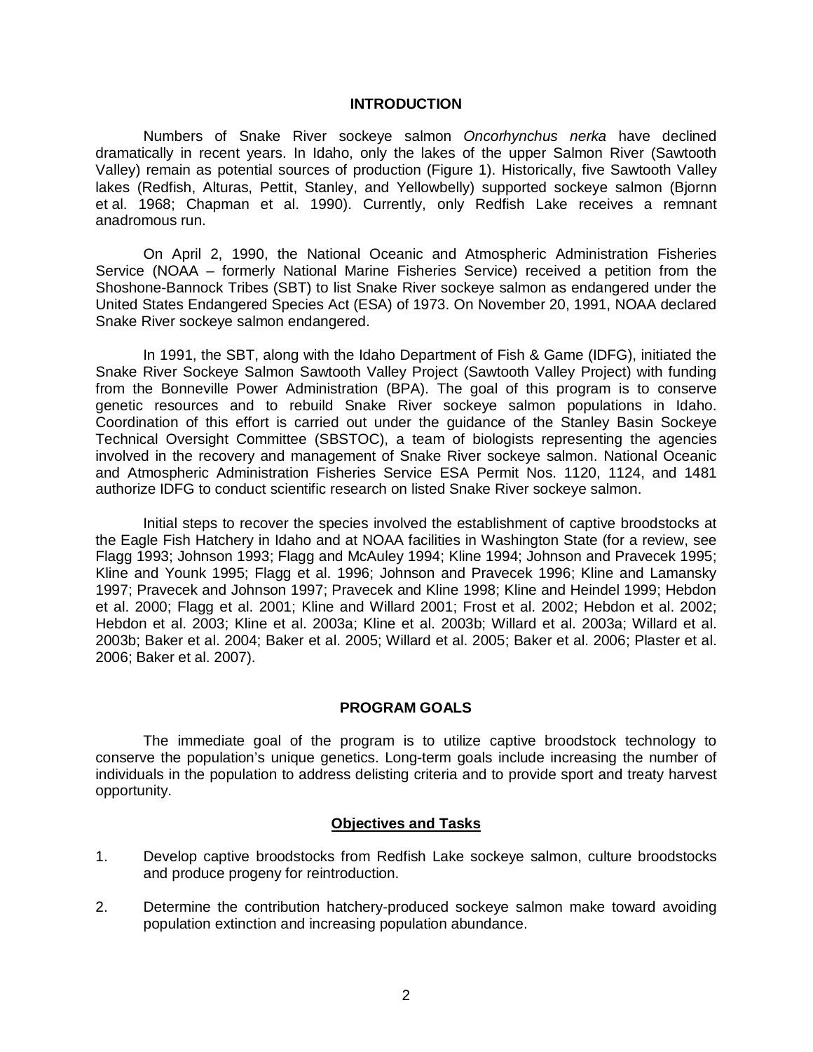## INTRODUCTION

Numbers of Snake River sockeye salmon *Oncorhynchus nerka* have declined dramatically in recent years. In Idaho, only the lakes of the upper Salmon River (Sawtooth Valley) remain as potential sources of production (Figure 1). Historically, five Sawtooth Valley lakes (Redfish, Alturas, Pettit, Stanley, and Yellowbelly) supported sockeye salmon (Bjornn et al. 1968; Chapman et al. 1990). Currently, only Redfish Lake receives a remnant anadromous run.

On April 2, 1990, the National Oceanic and Atmospheric Administration Fisheries Service (NOAA – formerly National Marine Fisheries Service) received a petition from the Shoshone-Bannock Tribes (SBT) to list Snake River sockeye salmon as endangered under the United States Endangered Species Act (ESA) of 1973. On November 20, 1991, NOAA declared Snake River sockeye salmon endangered.

In 1991, the SBT, along with the Idaho Department of Fish & Game (IDFG), initiated the Snake River Sockeye Salmon Sawtooth Valley Project (Sawtooth Valley Project) with funding from the Bonneville Power Administration (BPA). The goal of this program is to conserve genetic resources and to rebuild Snake River sockeye salmon populations in Idaho. Coordination of this effort is carried out under the guidance of the Stanley Basin Sockeye Technical Oversight Committee (SBSTOC), a team of biologists representing the agencies involved in the recovery and management of Snake River sockeye salmon. National Oceanic and Atmospheric Administration Fisheries Service ESA Permit Nos. 1120, 1124, and 1481 authorize IDFG to conduct scientific research on listed Snake River sockeye salmon.

Initial steps to recover the species involved the establishment of captive broodstocks at the Eagle Fish Hatchery in Idaho and at NOAA facilities in Washington State (for a review, see Flagg 1993; Johnson 1993; Flagg and McAuley 1994; Kline 1994; Johnson and Pravecek 1995; Kline and Younk 1995; Flagg et al. 1996; Johnson and Pravecek 1996; Kline and Lamansky 1997; Pravecek and Johnson 1997; Pravecek and Kline 1998; Kline and Heindel 1999; Hebdon et al. 2000; Flagg et al. 2001; Kline and Willard 2001; Frost et al. 2002; Hebdon et al. 2002; Hebdon et al. 2003; Kline et al. 2003a; Kline et al. 2003b; Willard et al. 2003a; Willard et al. 2003b; Baker et al. 2004; Baker et al. 2005; Willard et al. 2005; Baker et al. 2006; Plaster et al. 2006; Baker et al. 2007).

## PROGRAM GOALS

The immediate goal of the program is to utilize captive broodstock technology to conserve the population's unique genetics. Long-term goals include increasing the number of individuals in the population to address delisting criteria and to provide sport and treaty harvest opportunity.

### Objectives and Tasks

1. Develop captive broodstocks from Redfish Lake sockeye salmon, culture broodstocks and produce progeny for reintroduction.

2. Determine the contribution hatchery-produced sockeye salmon make toward avoiding population extinction and increasing population abundance.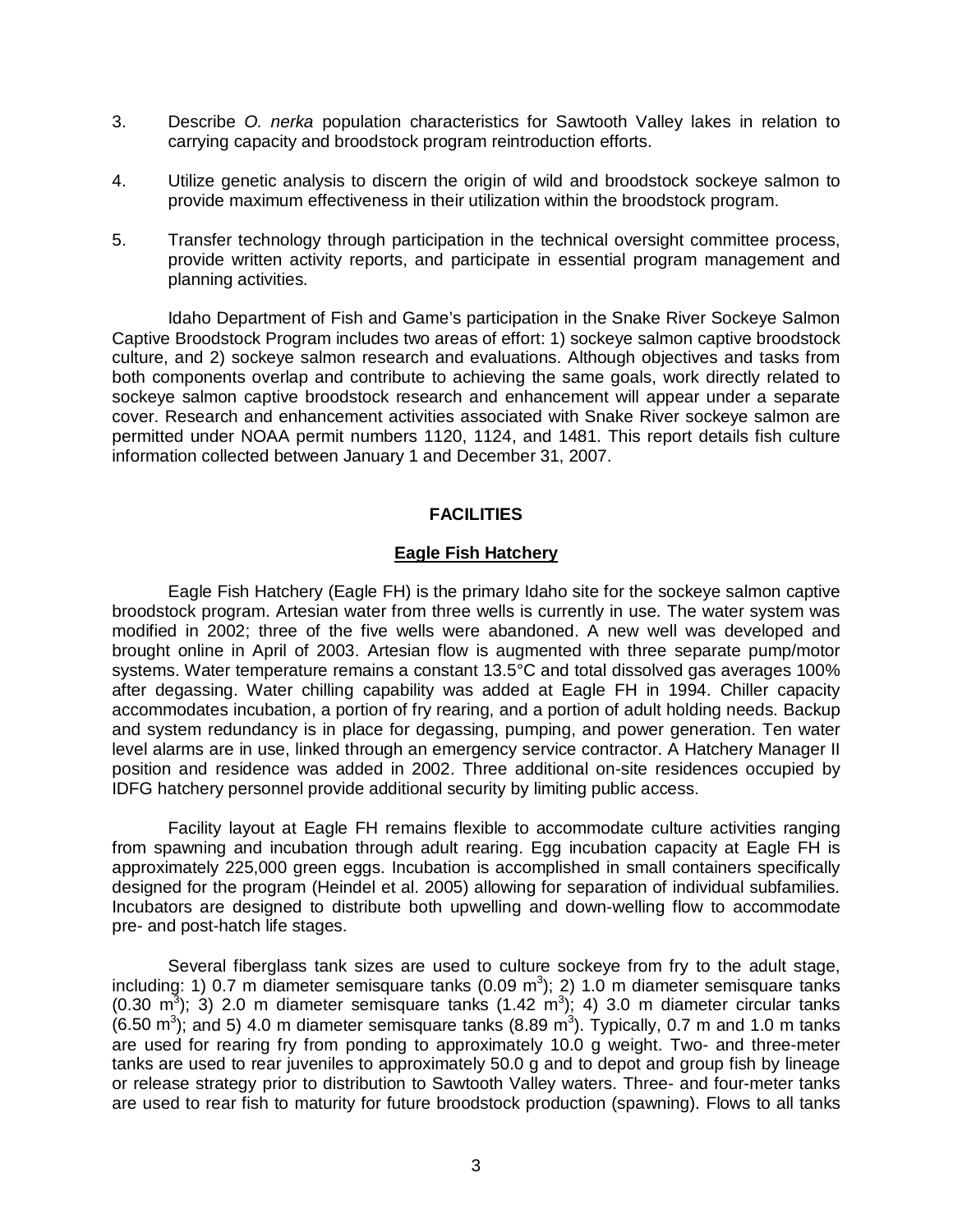3. Describe *O. nerka* population characteristics for Sawtooth Valley lakes in relation to carrying capacity and broodstock program reintroduction efforts.

4. Utilize genetic analysis to discern the origin of wild and broodstock sockeye salmon to provide maximum effectiveness in their utilization within the broodstock program.

5. Transfer technology through participation in the technical oversight committee process, provide written activity reports, and participate in essential program management and planning activities.

Idaho Department of Fish and Game's participation in the Snake River Sockeye Salmon Captive Broodstock Program includes two areas of effort: 1) sockeye salmon captive broodstock culture, and 2) sockeye salmon research and evaluations. Although objectives and tasks from both components overlap and contribute to achieving the same goals, work directly related to sockeye salmon captive broodstock research and enhancement will appear under a separate cover. Research and enhancement activities associated with Snake River sockeye salmon are permitted under NOAA permit numbers 1120, 1124, and 1481. This report details fish culture information collected between January 1 and December 31, 2007.

## FACILITIES

### Eagle Fish Hatchery

Eagle Fish Hatchery (Eagle FH) is the primary Idaho site for the sockeye salmon captive broodstock program. Artesian water from three wells is currently in use. The water system was modified in 2002; three of the five wells were abandoned. A new well was developed and brought online in April of 2003. Artesian flow is augmented with three separate pump/motor systems. Water temperature remains a constant 13.5°C and total dissolved gas averages 100% after degassing. Water chilling capability was added at Eagle FH in 1994. Chiller capacity accommodates incubation, a portion of fry rearing, and a portion of adult holding needs. Backup and system redundancy is in place for degassing, pumping, and power generation. Ten water level alarms are in use, linked through an emergency service contractor. A Hatchery Manager II position and residence was added in 2002. Three additional on-site residences occupied by IDFG hatchery personnel provide additional security by limiting public access.

Facility layout at Eagle FH remains flexible to accommodate culture activities ranging from spawning and incubation through adult rearing. Egg incubation capacity at Eagle FH is approximately 225,000 green eggs. Incubation is accomplished in small containers specifically designed for the program (Heindel et al. 2005) allowing for separation of individual subfamilies. Incubators are designed to distribute both upwelling and down-welling flow to accommodate pre- and post-hatch life stages.

Several fiberglass tank sizes are used to culture sockeye from fry to the adult stage, including: 1) 0.7 m diameter semisquare tanks (0.09 $m^3$); 2) 1.0 m diameter semisquare tanks (0.30 $m^3$); 3) 2.0 m diameter semisquare tanks (1.42 $m^3$); 4) 3.0 m diameter circular tanks (6.50 $m^3$); and 5) 4.0 m diameter semisquare tanks (8.89 $m^3$). Typically, 0.7 m and 1.0 m tanks are used for rearing fry from ponding to approximately 10.0 g weight. Two- and three-meter tanks are used to rear juveniles to approximately 50.0 g and to depot and group fish by lineage or release strategy prior to distribution to Sawtooth Valley waters. Three- and four-meter tanks are used to rear fish to maturity for future broodstock production (spawning). Flows to all tanks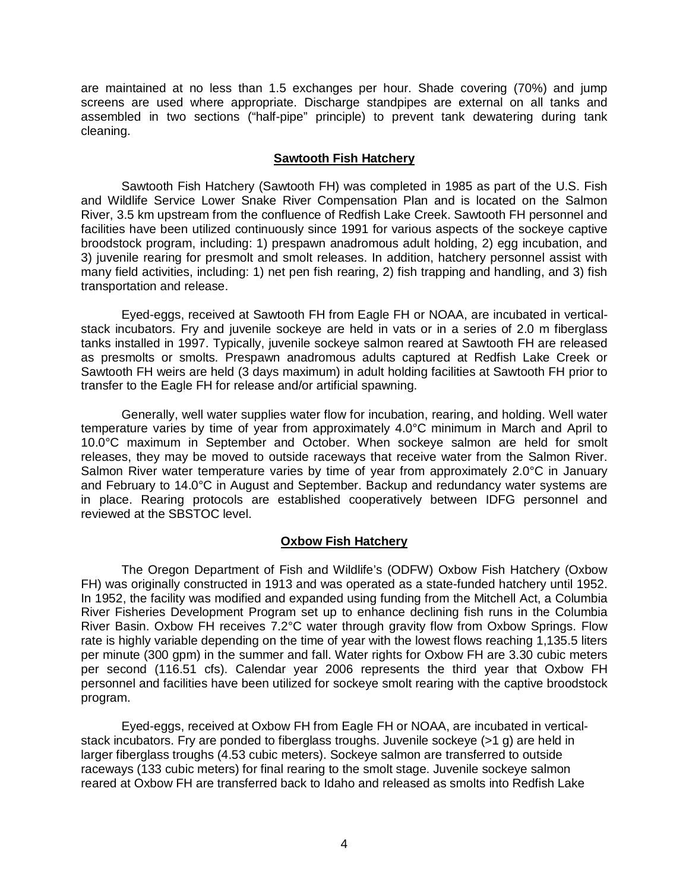are maintained at no less than 1.5 exchanges per hour. Shade covering (70%) and jump screens are used where appropriate. Discharge standpipes are external on all tanks and assembled in two sections ("half-pipe" principle) to prevent tank dewatering during tank cleaning.

## Sawtooth Fish Hatchery

Sawtooth Fish Hatchery (Sawtooth FH) was completed in 1985 as part of the U.S. Fish and Wildlife Service Lower Snake River Compensation Plan and is located on the Salmon River, 3.5 km upstream from the confluence of Redfish Lake Creek. Sawtooth FH personnel and facilities have been utilized continuously since 1991 for various aspects of the sockeye captive broodstock program, including: 1) prespawn anadromous adult holding, 2) egg incubation, and 3) juvenile rearing for presmolt and smolt releases. In addition, hatchery personnel assist with many field activities, including: 1) net pen fish rearing, 2) fish trapping and handling, and 3) fish transportation and release.

Eyed-eggs, received at Sawtooth FH from Eagle FH or NOAA, are incubated in vertical-stack incubators. Fry and juvenile sockeye are held in vats or in a series of 2.0 m fiberglass tanks installed in 1997. Typically, juvenile sockeye salmon reared at Sawtooth FH are released as presmolts or smolts. Prespawn anadromous adults captured at Redfish Lake Creek or Sawtooth FH weirs are held (3 days maximum) in adult holding facilities at Sawtooth FH prior to transfer to the Eagle FH for release and/or artificial spawning.

Generally, well water supplies water flow for incubation, rearing, and holding. Well water temperature varies by time of year from approximately 4.0°C minimum in March and April to 10.0°C maximum in September and October. When sockeye salmon are held for smolt releases, they may be moved to outside raceways that receive water from the Salmon River. Salmon River water temperature varies by time of year from approximately 2.0°C in January and February to 14.0°C in August and September. Backup and redundancy water systems are in place. Rearing protocols are established cooperatively between IDFG personnel and reviewed at the SBSTOC level.

## Oxbow Fish Hatchery

The Oregon Department of Fish and Wildlife's (ODFW) Oxbow Fish Hatchery (Oxbow FH) was originally constructed in 1913 and was operated as a state-funded hatchery until 1952. In 1952, the facility was modified and expanded using funding from the Mitchell Act, a Columbia River Fisheries Development Program set up to enhance declining fish runs in the Columbia River Basin. Oxbow FH receives 7.2°C water through gravity flow from Oxbow Springs. Flow rate is highly variable depending on the time of year with the lowest flows reaching 1,135.5 liters per minute (300 gpm) in the summer and fall. Water rights for Oxbow FH are 3.30 cubic meters per second (116.51 cfs). Calendar year 2006 represents the third year that Oxbow FH personnel and facilities have been utilized for sockeye smolt rearing with the captive broodstock program.

Eyed-eggs, received at Oxbow FH from Eagle FH or NOAA, are incubated in vertical-stack incubators. Fry are ponded to fiberglass troughs. Juvenile sockeye (>1 g) are held in larger fiberglass troughs (4.53 cubic meters). Sockeye salmon are transferred to outside raceways (133 cubic meters) for final rearing to the smolt stage. Juvenile sockeye salmon reared at Oxbow FH are transferred back to Idaho and released as smolts into Redfish Lake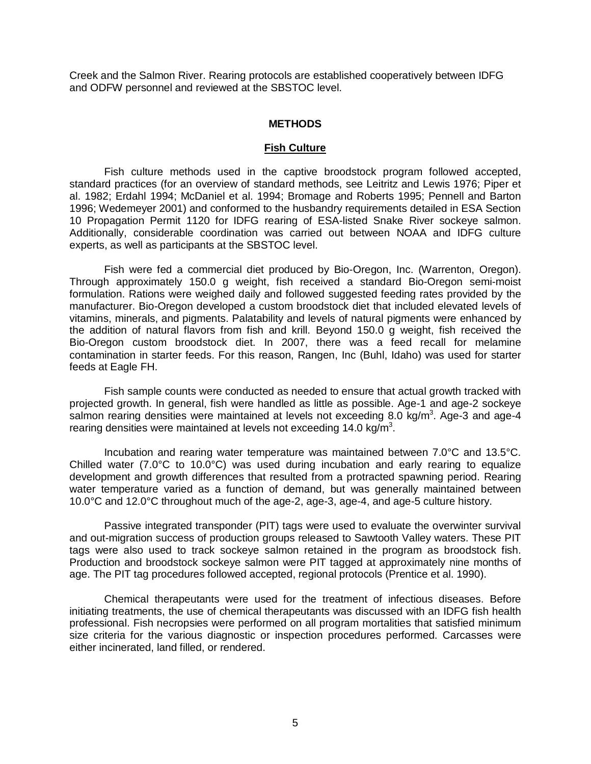Creek and the Salmon River. Rearing protocols are established cooperatively between IDFG and ODFW personnel and reviewed at the SBSTOC level.

## METHODS

### Fish Culture

Fish culture methods used in the captive broodstock program followed accepted, standard practices (for an overview of standard methods, see Leitritz and Lewis 1976; Piper et al. 1982; Erdahl 1994; McDaniel et al. 1994; Bromage and Roberts 1995; Pennell and Barton 1996; Wedemeyer 2001) and conformed to the husbandry requirements detailed in ESA Section 10 Propagation Permit 1120 for IDFG rearing of ESA-listed Snake River sockeye salmon. Additionally, considerable coordination was carried out between NOAA and IDFG culture experts, as well as participants at the SBSTOC level.

Fish were fed a commercial diet produced by Bio-Oregon, Inc. (Warrenton, Oregon). Through approximately 150.0 g weight, fish received a standard Bio-Oregon semi-moist formulation. Rations were weighed daily and followed suggested feeding rates provided by the manufacturer. Bio-Oregon developed a custom broodstock diet that included elevated levels of vitamins, minerals, and pigments. Palatability and levels of natural pigments were enhanced by the addition of natural flavors from fish and krill. Beyond 150.0 g weight, fish received the Bio-Oregon custom broodstock diet. In 2007, there was a feed recall for melamine contamination in starter feeds. For this reason, Rangen, Inc (Buhl, Idaho) was used for starter feeds at Eagle FH.

Fish sample counts were conducted as needed to ensure that actual growth tracked with projected growth. In general, fish were handled as little as possible. Age-1 and age-2 sockeye salmon rearing densities were maintained at levels not exceeding 8.0 kg/m$^3$. Age-3 and age-4 rearing densities were maintained at levels not exceeding 14.0 kg/m$^3$.

Incubation and rearing water temperature was maintained between 7.0°C and 13.5°C. Chilled water (7.0°C to 10.0°C) was used during incubation and early rearing to equalize development and growth differences that resulted from a protracted spawning period. Rearing water temperature varied as a function of demand, but was generally maintained between 10.0°C and 12.0°C throughout much of the age-2, age-3, age-4, and age-5 culture history.

Passive integrated transponder (PIT) tags were used to evaluate the overwinter survival and out-migration success of production groups released to Sawtooth Valley waters. These PIT tags were also used to track sockeye salmon retained in the program as broodstock fish. Production and broodstock sockeye salmon were PIT tagged at approximately nine months of age. The PIT tag procedures followed accepted, regional protocols (Prentice et al. 1990).

Chemical therapeutants were used for the treatment of infectious diseases. Before initiating treatments, the use of chemical therapeutants was discussed with an IDFG fish health professional. Fish necropsies were performed on all program mortalities that satisfied minimum size criteria for the various diagnostic or inspection procedures performed. Carcasses were either incinerated, land filled, or rendered.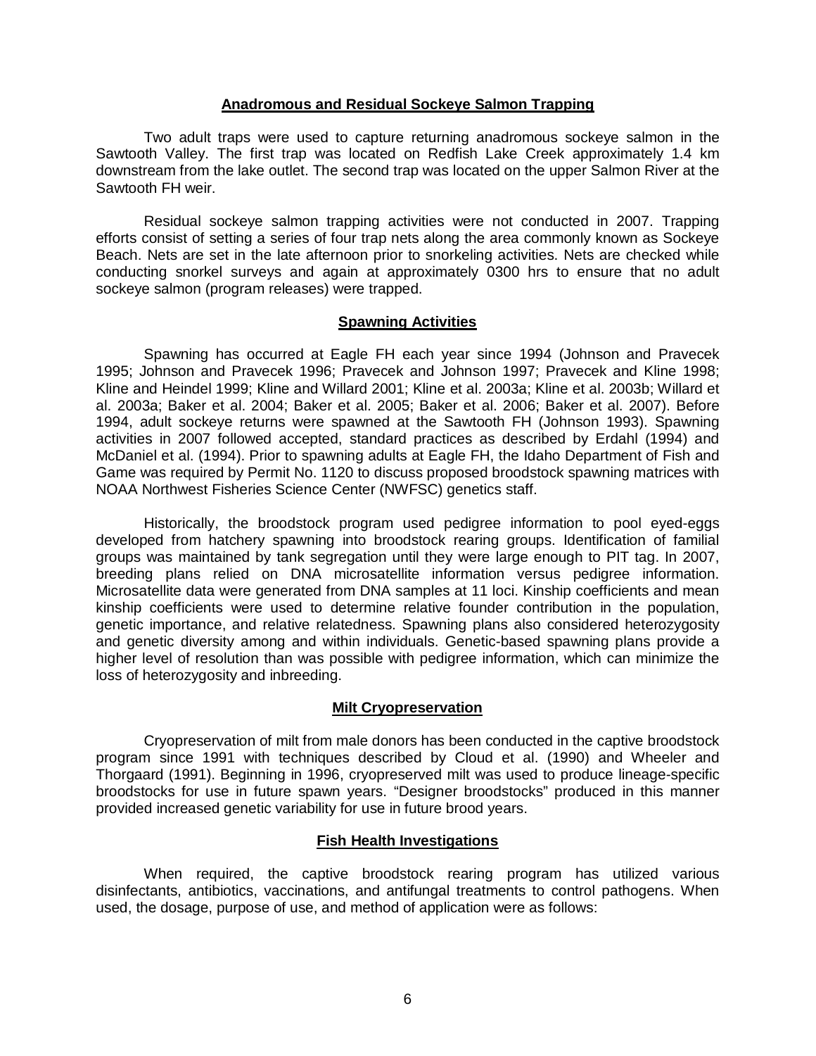## Anadromous and Residual Sockeye Salmon Trapping

Two adult traps were used to capture returning anadromous sockeye salmon in the Sawtooth Valley. The first trap was located on Redfish Lake Creek approximately 1.4 km downstream from the lake outlet. The second trap was located on the upper Salmon River at the Sawtooth FH weir.

Residual sockeye salmon trapping activities were not conducted in 2007. Trapping efforts consist of setting a series of four trap nets along the area commonly known as Sockeye Beach. Nets are set in the late afternoon prior to snorkeling activities. Nets are checked while conducting snorkel surveys and again at approximately 0300 hrs to ensure that no adult sockeye salmon (program releases) were trapped.

## Spawning Activities

Spawning has occurred at Eagle FH each year since 1994 (Johnson and Pravecek 1995; Johnson and Pravecek 1996; Pravecek and Johnson 1997; Pravecek and Kline 1998; Kline and Heindel 1999; Kline and Willard 2001; Kline et al. 2003a; Kline et al. 2003b; Willard et al. 2003a; Baker et al. 2004; Baker et al. 2005; Baker et al. 2006; Baker et al. 2007). Before 1994, adult sockeye returns were spawned at the Sawtooth FH (Johnson 1993). Spawning activities in 2007 followed accepted, standard practices as described by Erdahl (1994) and McDaniel et al. (1994). Prior to spawning adults at Eagle FH, the Idaho Department of Fish and Game was required by Permit No. 1120 to discuss proposed broodstock spawning matrices with NOAA Northwest Fisheries Science Center (NWFSC) genetics staff.

Historically, the broodstock program used pedigree information to pool eyed-eggs developed from hatchery spawning into broodstock rearing groups. Identification of familial groups was maintained by tank segregation until they were large enough to PIT tag. In 2007, breeding plans relied on DNA microsatellite information versus pedigree information. Microsatellite data were generated from DNA samples at 11 loci. Kinship coefficients and mean kinship coefficients were used to determine relative founder contribution in the population, genetic importance, and relative relatedness. Spawning plans also considered heterozygosity and genetic diversity among and within individuals. Genetic-based spawning plans provide a higher level of resolution than was possible with pedigree information, which can minimize the loss of heterozygosity and inbreeding.

## Milt Cryopreservation

Cryopreservation of milt from male donors has been conducted in the captive broodstock program since 1991 with techniques described by Cloud et al. (1990) and Wheeler and Thorgaard (1991). Beginning in 1996, cryopreserved milt was used to produce lineage-specific broodstocks for use in future spawn years. "Designer broodstocks" produced in this manner provided increased genetic variability for use in future brood years.

## Fish Health Investigations

When required, the captive broodstock rearing program has utilized various disinfectants, antibiotics, vaccinations, and antifungal treatments to control pathogens. When used, the dosage, purpose of use, and method of application were as follows: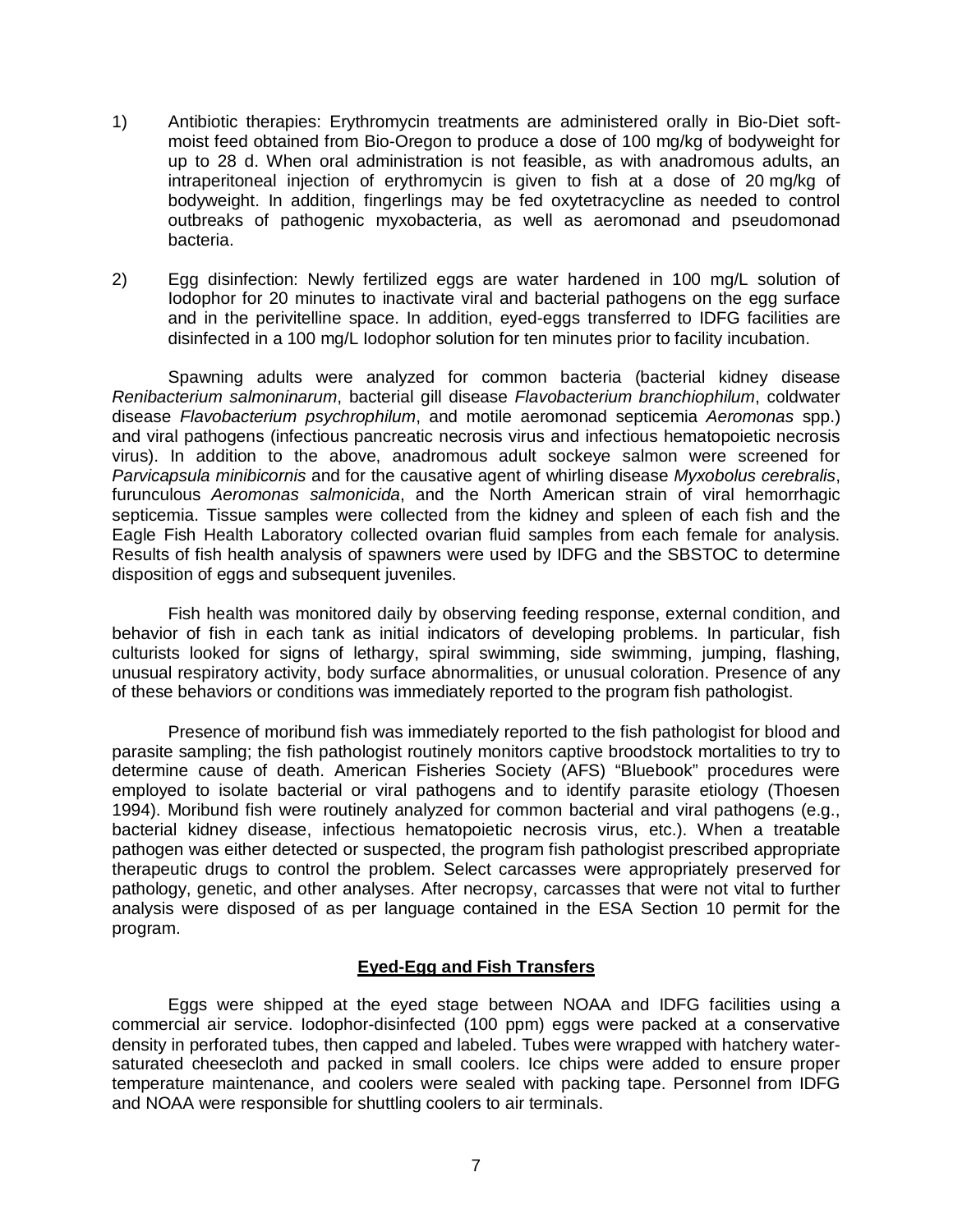1) Antibiotic therapies: Erythromycin treatments are administered orally in Bio-Diet soft-moist feed obtained from Bio-Oregon to produce a dose of 100 mg/kg of bodyweight for up to 28 d. When oral administration is not feasible, as with anadromous adults, an intraperitoneal injection of erythromycin is given to fish at a dose of 20 mg/kg of bodyweight. In addition, fingerlings may be fed oxytetracycline as needed to control outbreaks of pathogenic myxobacteria, as well as aeromonad and pseudomonad bacteria.

2) Egg disinfection: Newly fertilized eggs are water hardened in 100 mg/L solution of Iodophor for 20 minutes to inactivate viral and bacterial pathogens on the egg surface and in the perivitelline space. In addition, eyed-eggs transferred to IDFG facilities are disinfected in a 100 mg/L Iodophor solution for ten minutes prior to facility incubation.

Spawning adults were analyzed for common bacteria (bacterial kidney disease *Renibacterium salmoninarum*, bacterial gill disease *Flavobacterium branchiophilum*, coldwater disease *Flavobacterium psychrophilum*, and motile aeromonad septicemia *Aeromonas* spp.) and viral pathogens (infectious pancreatic necrosis virus and infectious hematopoietic necrosis virus). In addition to the above, anadromous adult sockeye salmon were screened for *Parvicapsula minibicornis* and for the causative agent of whirling disease *Myxobolus cerebralis*, furunculous *Aeromonas salmonicida*, and the North American strain of viral hemorrhagic septicemia. Tissue samples were collected from the kidney and spleen of each fish and the Eagle Fish Health Laboratory collected ovarian fluid samples from each female for analysis. Results of fish health analysis of spawners were used by IDFG and the SBSTOC to determine disposition of eggs and subsequent juveniles.

Fish health was monitored daily by observing feeding response, external condition, and behavior of fish in each tank as initial indicators of developing problems. In particular, fish culturists looked for signs of lethargy, spiral swimming, side swimming, jumping, flashing, unusual respiratory activity, body surface abnormalities, or unusual coloration. Presence of any of these behaviors or conditions was immediately reported to the program fish pathologist.

Presence of moribund fish was immediately reported to the fish pathologist for blood and parasite sampling; the fish pathologist routinely monitors captive broodstock mortalities to try to determine cause of death. American Fisheries Society (AFS) "Bluebook" procedures were employed to isolate bacterial or viral pathogens and to identify parasite etiology (Thoesen 1994). Moribund fish were routinely analyzed for common bacterial and viral pathogens (e.g., bacterial kidney disease, infectious hematopoietic necrosis virus, etc.). When a treatable pathogen was either detected or suspected, the program fish pathologist prescribed appropriate therapeutic drugs to control the problem. Select carcasses were appropriately preserved for pathology, genetic, and other analyses. After necropsy, carcasses that were not vital to further analysis were disposed of as per language contained in the ESA Section 10 permit for the program.

## Eyed-Egg and Fish Transfers

Eggs were shipped at the eyed stage between NOAA and IDFG facilities using a commercial air service. Iodophor-disinfected (100 ppm) eggs were packed at a conservative density in perforated tubes, then capped and labeled. Tubes were wrapped with hatchery water-saturated cheesecloth and packed in small coolers. Ice chips were added to ensure proper temperature maintenance, and coolers were sealed with packing tape. Personnel from IDFG and NOAA were responsible for shuttling coolers to air terminals.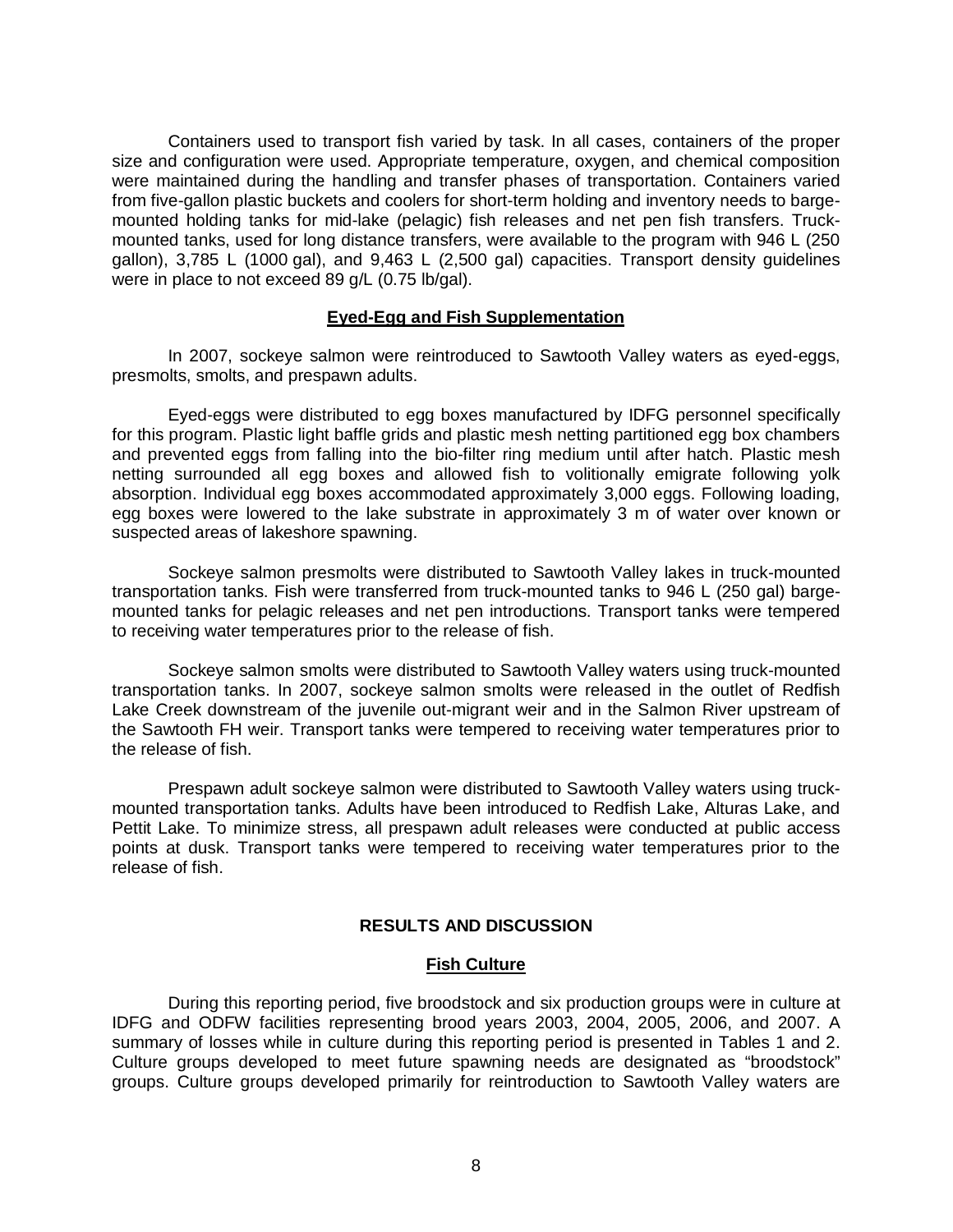Containers used to transport fish varied by task. In all cases, containers of the proper size and configuration were used. Appropriate temperature, oxygen, and chemical composition were maintained during the handling and transfer phases of transportation. Containers varied from five-gallon plastic buckets and coolers for short-term holding and inventory needs to barge-mounted holding tanks for mid-lake (pelagic) fish releases and net pen fish transfers. Truck-mounted tanks, used for long distance transfers, were available to the program with 946 L (250 gallon), 3,785 L (1000 gal), and 9,463 L (2,500 gal) capacities. Transport density guidelines were in place to not exceed 89 g/L (0.75 lb/gal).

## Eyed-Egg and Fish Supplementation

In 2007, sockeye salmon were reintroduced to Sawtooth Valley waters as eyed-eggs, presmolts, smolts, and prespawn adults.

Eyed-eggs were distributed to egg boxes manufactured by IDFG personnel specifically for this program. Plastic light baffle grids and plastic mesh netting partitioned egg box chambers and prevented eggs from falling into the bio-filter ring medium until after hatch. Plastic mesh netting surrounded all egg boxes and allowed fish to volitionally emigrate following yolk absorption. Individual egg boxes accommodated approximately 3,000 eggs. Following loading, egg boxes were lowered to the lake substrate in approximately 3 m of water over known or suspected areas of lakeshore spawning.

Sockeye salmon presmolts were distributed to Sawtooth Valley lakes in truck-mounted transportation tanks. Fish were transferred from truck-mounted tanks to 946 L (250 gal) barge-mounted tanks for pelagic releases and net pen introductions. Transport tanks were tempered to receiving water temperatures prior to the release of fish.

Sockeye salmon smolts were distributed to Sawtooth Valley waters using truck-mounted transportation tanks. In 2007, sockeye salmon smolts were released in the outlet of Redfish Lake Creek downstream of the juvenile out-migrant weir and in the Salmon River upstream of the Sawtooth FH weir. Transport tanks were tempered to receiving water temperatures prior to the release of fish.

Prespawn adult sockeye salmon were distributed to Sawtooth Valley waters using truck-mounted transportation tanks. Adults have been introduced to Redfish Lake, Alturas Lake, and Pettit Lake. To minimize stress, all prespawn adult releases were conducted at public access points at dusk. Transport tanks were tempered to receiving water temperatures prior to the release of fish.

# RESULTS AND DISCUSSION

## Fish Culture

During this reporting period, five broodstock and six production groups were in culture at IDFG and ODFW facilities representing brood years 2003, 2004, 2005, 2006, and 2007. A summary of losses while in culture during this reporting period is presented in Tables 1 and 2. Culture groups developed to meet future spawning needs are designated as "broodstock" groups. Culture groups developed primarily for reintroduction to Sawtooth Valley waters are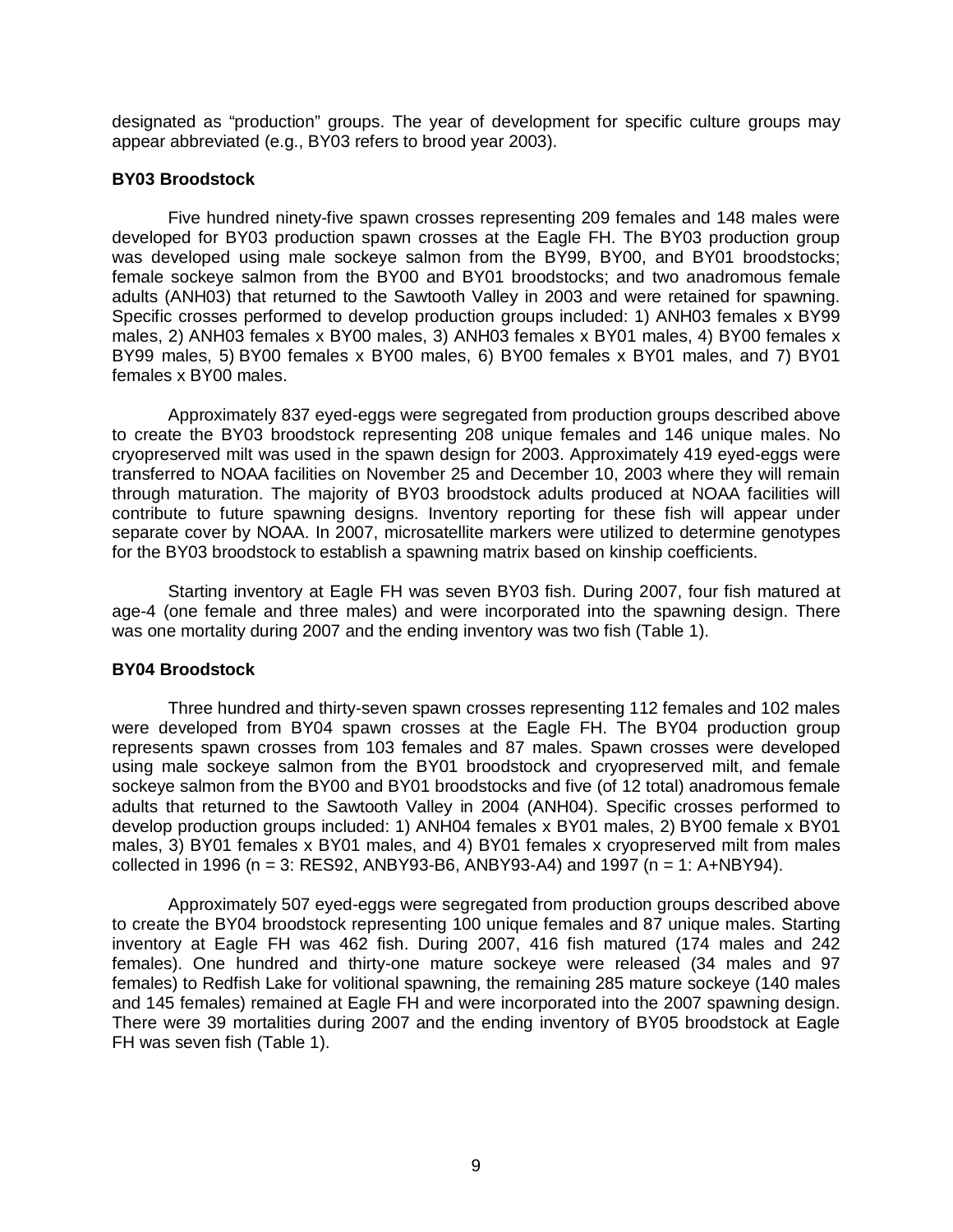designated as "production" groups. The year of development for specific culture groups may appear abbreviated (e.g., BY03 refers to brood year 2003).

### BY03 Broodstock

Five hundred ninety-five spawn crosses representing 209 females and 148 males were developed for BY03 production spawn crosses at the Eagle FH. The BY03 production group was developed using male sockeye salmon from the BY99, BY00, and BY01 broodstocks; female sockeye salmon from the BY00 and BY01 broodstocks; and two anadromous female adults (ANH03) that returned to the Sawtooth Valley in 2003 and were retained for spawning. Specific crosses performed to develop production groups included: 1) ANH03 females x BY99 males, 2) ANH03 females x BY00 males, 3) ANH03 females x BY01 males, 4) BY00 females x BY99 males, 5) BY00 females x BY00 males, 6) BY00 females x BY01 males, and 7) BY01 females x BY00 males.

Approximately 837 eyed-eggs were segregated from production groups described above to create the BY03 broodstock representing 208 unique females and 146 unique males. No cryopreserved milt was used in the spawn design for 2003. Approximately 419 eyed-eggs were transferred to NOAA facilities on November 25 and December 10, 2003 where they will remain through maturation. The majority of BY03 broodstock adults produced at NOAA facilities will contribute to future spawning designs. Inventory reporting for these fish will appear under separate cover by NOAA. In 2007, microsatellite markers were utilized to determine genotypes for the BY03 broodstock to establish a spawning matrix based on kinship coefficients.

Starting inventory at Eagle FH was seven BY03 fish. During 2007, four fish matured at age-4 (one female and three males) and were incorporated into the spawning design. There was one mortality during 2007 and the ending inventory was two fish (Table 1).

### BY04 Broodstock

Three hundred and thirty-seven spawn crosses representing 112 females and 102 males were developed from BY04 spawn crosses at the Eagle FH. The BY04 production group represents spawn crosses from 103 females and 87 males. Spawn crosses were developed using male sockeye salmon from the BY01 broodstock and cryopreserved milt, and female sockeye salmon from the BY00 and BY01 broodstocks and five (of 12 total) anadromous female adults that returned to the Sawtooth Valley in 2004 (ANH04). Specific crosses performed to develop production groups included: 1) ANH04 females x BY01 males, 2) BY00 female x BY01 males, 3) BY01 females x BY01 males, and 4) BY01 females x cryopreserved milt from males collected in 1996 (n = 3: RES92, ANBY93-B6, ANBY93-A4) and 1997 (n = 1: A+NBY94).

Approximately 507 eyed-eggs were segregated from production groups described above to create the BY04 broodstock representing 100 unique females and 87 unique males. Starting inventory at Eagle FH was 462 fish. During 2007, 416 fish matured (174 males and 242 females). One hundred and thirty-one mature sockeye were released (34 males and 97 females) to Redfish Lake for volitional spawning, the remaining 285 mature sockeye (140 males and 145 females) remained at Eagle FH and were incorporated into the 2007 spawning design. There were 39 mortalities during 2007 and the ending inventory of BY05 broodstock at Eagle FH was seven fish (Table 1).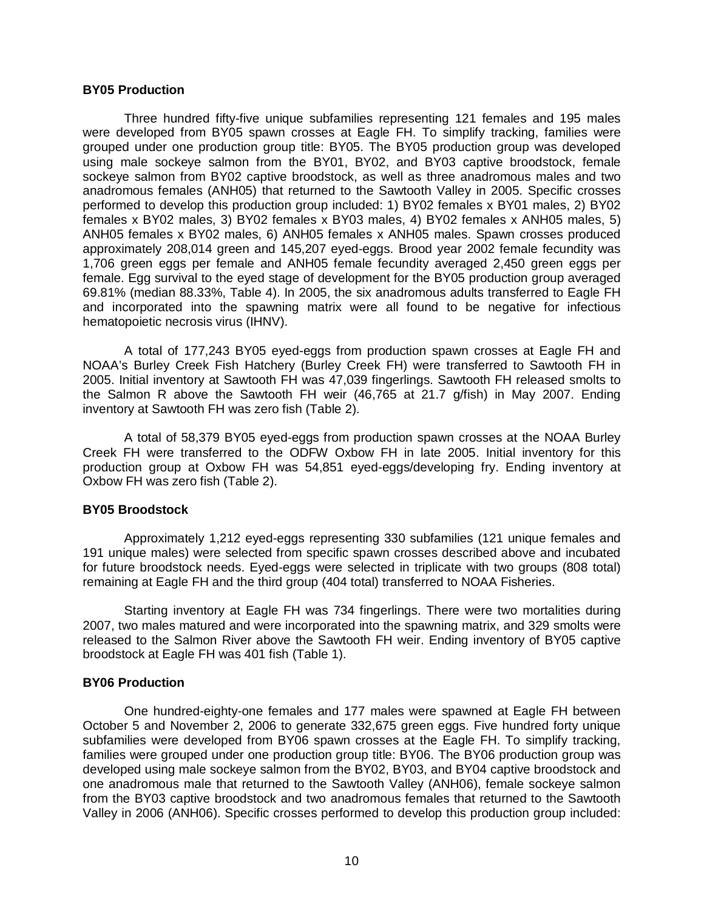### BY05 Production

Three hundred fifty-five unique subfamilies representing 121 females and 195 males were developed from BY05 spawn crosses at Eagle FH. To simplify tracking, families were grouped under one production group title: BY05. The BY05 production group was developed using male sockeye salmon from the BY01, BY02, and BY03 captive broodstock, female sockeye salmon from BY02 captive broodstock, as well as three anadromous males and two anadromous females (ANH05) that returned to the Sawtooth Valley in 2005. Specific crosses performed to develop this production group included: 1) BY02 females x BY01 males, 2) BY02 females x BY02 males, 3) BY02 females x BY03 males, 4) BY02 females x ANH05 males, 5) ANH05 females x BY02 males, 6) ANH05 females x ANH05 males. Spawn crosses produced approximately 208,014 green and 145,207 eyed-eggs. Brood year 2002 female fecundity was 1,706 green eggs per female and ANH05 female fecundity averaged 2,450 green eggs per female. Egg survival to the eyed stage of development for the BY05 production group averaged 69.81% (median 88.33%, Table 4). In 2005, the six anadromous adults transferred to Eagle FH and incorporated into the spawning matrix were all found to be negative for infectious hematopoietic necrosis virus (IHNV).

A total of 177,243 BY05 eyed-eggs from production spawn crosses at Eagle FH and NOAA's Burley Creek Fish Hatchery (Burley Creek FH) were transferred to Sawtooth FH in 2005. Initial inventory at Sawtooth FH was 47,039 fingerlings. Sawtooth FH released smolts to the Salmon R above the Sawtooth FH weir (46,765 at 21.7 g/fish) in May 2007. Ending inventory at Sawtooth FH was zero fish (Table 2).

A total of 58,379 BY05 eyed-eggs from production spawn crosses at the NOAA Burley Creek FH were transferred to the ODFW Oxbow FH in late 2005. Initial inventory for this production group at Oxbow FH was 54,851 eyed-eggs/developing fry. Ending inventory at Oxbow FH was zero fish (Table 2).

### BY05 Broodstock

Approximately 1,212 eyed-eggs representing 330 subfamilies (121 unique females and 191 unique males) were selected from specific spawn crosses described above and incubated for future broodstock needs. Eyed-eggs were selected in triplicate with two groups (808 total) remaining at Eagle FH and the third group (404 total) transferred to NOAA Fisheries.

Starting inventory at Eagle FH was 734 fingerlings. There were two mortalities during 2007, two males matured and were incorporated into the spawning matrix, and 329 smolts were released to the Salmon River above the Sawtooth FH weir. Ending inventory of BY05 captive broodstock at Eagle FH was 401 fish (Table 1).

### BY06 Production

One hundred-eighty-one females and 177 males were spawned at Eagle FH between October 5 and November 2, 2006 to generate 332,675 green eggs. Five hundred forty unique subfamilies were developed from BY06 spawn crosses at the Eagle FH. To simplify tracking, families were grouped under one production group title: BY06. The BY06 production group was developed using male sockeye salmon from the BY02, BY03, and BY04 captive broodstock and one anadromous male that returned to the Sawtooth Valley (ANH06), female sockeye salmon from the BY03 captive broodstock and two anadromous females that returned to the Sawtooth Valley in 2006 (ANH06). Specific crosses performed to develop this production group included: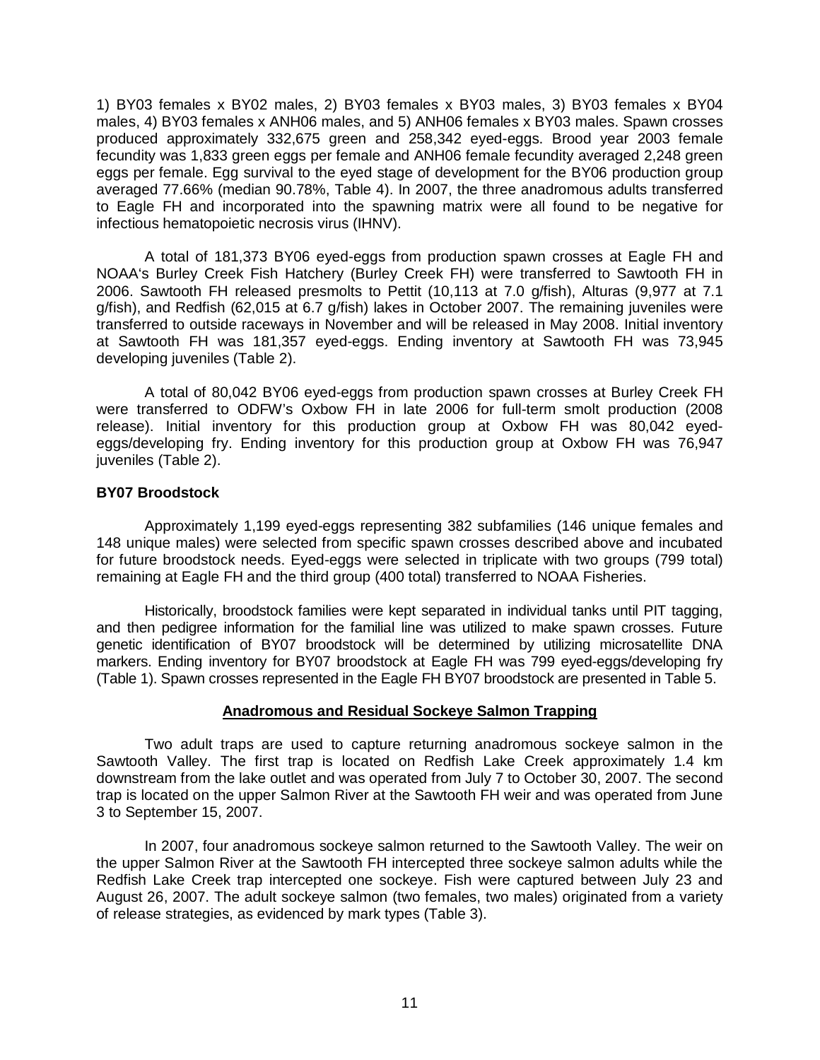1) BY03 females x BY02 males, 2) BY03 females x BY03 males, 3) BY03 females x BY04 males, 4) BY03 females x ANH06 males, and 5) ANH06 females x BY03 males. Spawn crosses produced approximately 332,675 green and 258,342 eyed-eggs. Brood year 2003 female fecundity was 1,833 green eggs per female and ANH06 female fecundity averaged 2,248 green eggs per female. Egg survival to the eyed stage of development for the BY06 production group averaged 77.66% (median 90.78%, Table 4). In 2007, the three anadromous adults transferred to Eagle FH and incorporated into the spawning matrix were all found to be negative for infectious hematopoietic necrosis virus (IHNV).

A total of 181,373 BY06 eyed-eggs from production spawn crosses at Eagle FH and NOAA's Burley Creek Fish Hatchery (Burley Creek FH) were transferred to Sawtooth FH in 2006. Sawtooth FH released presmolts to Pettit (10,113 at 7.0 g/fish), Alturas (9,977 at 7.1 g/fish), and Redfish (62,015 at 6.7 g/fish) lakes in October 2007. The remaining juveniles were transferred to outside raceways in November and will be released in May 2008. Initial inventory at Sawtooth FH was 181,357 eyed-eggs. Ending inventory at Sawtooth FH was 73,945 developing juveniles (Table 2).

A total of 80,042 BY06 eyed-eggs from production spawn crosses at Burley Creek FH were transferred to ODFW's Oxbow FH in late 2006 for full-term smolt production (2008 release). Initial inventory for this production group at Oxbow FH was 80,042 eyed-eggs/developing fry. Ending inventory for this production group at Oxbow FH was 76,947 juveniles (Table 2).

**BY07 Broodstock**

Approximately 1,199 eyed-eggs representing 382 subfamilies (146 unique females and 148 unique males) were selected from specific spawn crosses described above and incubated for future broodstock needs. Eyed-eggs were selected in triplicate with two groups (799 total) remaining at Eagle FH and the third group (400 total) transferred to NOAA Fisheries.

Historically, broodstock families were kept separated in individual tanks until PIT tagging, and then pedigree information for the familial line was utilized to make spawn crosses. Future genetic identification of BY07 broodstock will be determined by utilizing microsatellite DNA markers. Ending inventory for BY07 broodstock at Eagle FH was 799 eyed-eggs/developing fry (Table 1). Spawn crosses represented in the Eagle FH BY07 broodstock are presented in Table 5.

## Anadromous and Residual Sockeye Salmon Trapping

Two adult traps are used to capture returning anadromous sockeye salmon in the Sawtooth Valley. The first trap is located on Redfish Lake Creek approximately 1.4 km downstream from the lake outlet and was operated from July 7 to October 30, 2007. The second trap is located on the upper Salmon River at the Sawtooth FH weir and was operated from June 3 to September 15, 2007.

In 2007, four anadromous sockeye salmon returned to the Sawtooth Valley. The weir on the upper Salmon River at the Sawtooth FH intercepted three sockeye salmon adults while the Redfish Lake Creek trap intercepted one sockeye. Fish were captured between July 23 and August 26, 2007. The adult sockeye salmon (two females, two males) originated from a variety of release strategies, as evidenced by mark types (Table 3).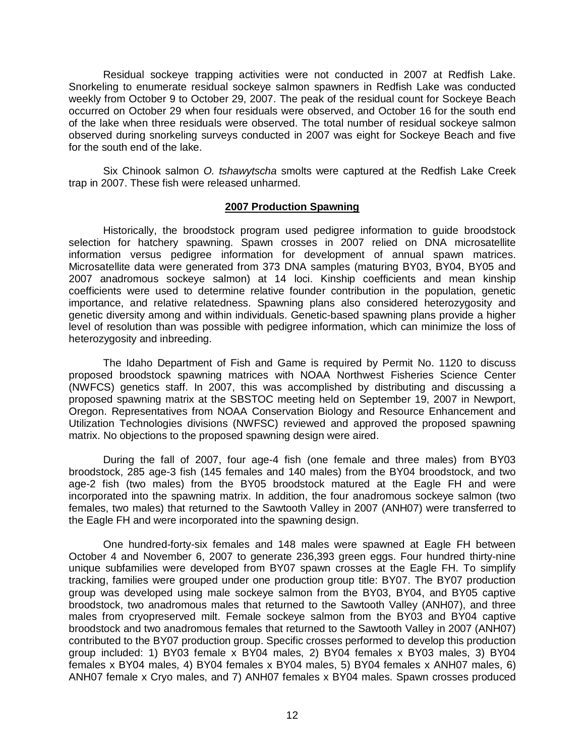Residual sockeye trapping activities were not conducted in 2007 at Redfish Lake. Snorkeling to enumerate residual sockeye salmon spawners in Redfish Lake was conducted weekly from October 9 to October 29, 2007. The peak of the residual count for Sockeye Beach occurred on October 29 when four residuals were observed, and October 16 for the south end of the lake when three residuals were observed. The total number of residual sockeye salmon observed during snorkeling surveys conducted in 2007 was eight for Sockeye Beach and five for the south end of the lake.

Six Chinook salmon *O. tshawytscha* smolts were captured at the Redfish Lake Creek trap in 2007. These fish were released unharmed.

## **2007 Production Spawning**

Historically, the broodstock program used pedigree information to guide broodstock selection for hatchery spawning. Spawn crosses in 2007 relied on DNA microsatellite information versus pedigree information for development of annual spawn matrices. Microsatellite data were generated from 373 DNA samples (maturing BY03, BY04, BY05 and 2007 anadromous sockeye salmon) at 14 loci. Kinship coefficients and mean kinship coefficients were used to determine relative founder contribution in the population, genetic importance, and relative relatedness. Spawning plans also considered heterozygosity and genetic diversity among and within individuals. Genetic-based spawning plans provide a higher level of resolution than was possible with pedigree information, which can minimize the loss of heterozygosity and inbreeding.

The Idaho Department of Fish and Game is required by Permit No. 1120 to discuss proposed broodstock spawning matrices with NOAA Northwest Fisheries Science Center (NWFCS) genetics staff. In 2007, this was accomplished by distributing and discussing a proposed spawning matrix at the SBSTOC meeting held on September 19, 2007 in Newport, Oregon. Representatives from NOAA Conservation Biology and Resource Enhancement and Utilization Technologies divisions (NWFSC) reviewed and approved the proposed spawning matrix. No objections to the proposed spawning design were aired.

During the fall of 2007, four age-4 fish (one female and three males) from BY03 broodstock, 285 age-3 fish (145 females and 140 males) from the BY04 broodstock, and two age-2 fish (two males) from the BY05 broodstock matured at the Eagle FH and were incorporated into the spawning matrix. In addition, the four anadromous sockeye salmon (two females, two males) that returned to the Sawtooth Valley in 2007 (ANH07) were transferred to the Eagle FH and were incorporated into the spawning design.

One hundred-forty-six females and 148 males were spawned at Eagle FH between October 4 and November 6, 2007 to generate 236,393 green eggs. Four hundred thirty-nine unique subfamilies were developed from BY07 spawn crosses at the Eagle FH. To simplify tracking, families were grouped under one production group title: BY07. The BY07 production group was developed using male sockeye salmon from the BY03, BY04, and BY05 captive broodstock, two anadromous males that returned to the Sawtooth Valley (ANH07), and three males from cryopreserved milt. Female sockeye salmon from the BY03 and BY04 captive broodstock and two anadromous females that returned to the Sawtooth Valley in 2007 (ANH07) contributed to the BY07 production group. Specific crosses performed to develop this production group included: 1) BY03 female x BY04 males, 2) BY04 females x BY03 males, 3) BY04 females x BY04 males, 4) BY04 females x BY04 males, 5) BY04 females x ANH07 males, 6) ANH07 female x Cryo males, and 7) ANH07 females x BY04 males. Spawn crosses produced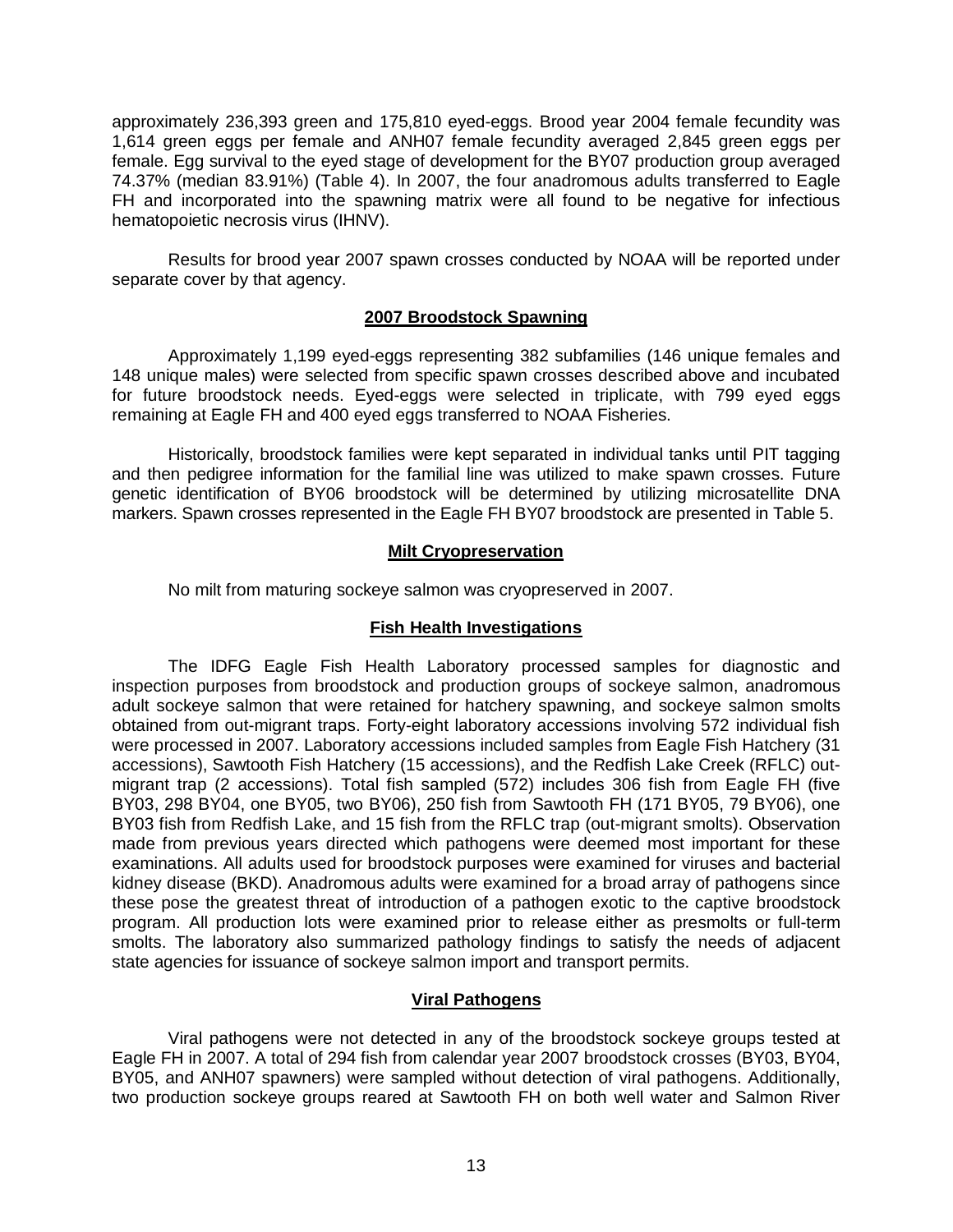approximately 236,393 green and 175,810 eyed-eggs. Brood year 2004 female fecundity was 1,614 green eggs per female and ANH07 female fecundity averaged 2,845 green eggs per female. Egg survival to the eyed stage of development for the BY07 production group averaged 74.37% (median 83.91%) (Table 4). In 2007, the four anadromous adults transferred to Eagle FH and incorporated into the spawning matrix were all found to be negative for infectious hematopoietic necrosis virus (IHNV).

Results for brood year 2007 spawn crosses conducted by NOAA will be reported under separate cover by that agency.

## 2007 Broodstock Spawning

Approximately 1,199 eyed-eggs representing 382 subfamilies (146 unique females and 148 unique males) were selected from specific spawn crosses described above and incubated for future broodstock needs. Eyed-eggs were selected in triplicate, with 799 eyed eggs remaining at Eagle FH and 400 eyed eggs transferred to NOAA Fisheries.

Historically, broodstock families were kept separated in individual tanks until PIT tagging and then pedigree information for the familial line was utilized to make spawn crosses. Future genetic identification of BY06 broodstock will be determined by utilizing microsatellite DNA markers. Spawn crosses represented in the Eagle FH BY07 broodstock are presented in Table 5.

## Milt Cryopreservation

No milt from maturing sockeye salmon was cryopreserved in 2007.

## Fish Health Investigations

The IDFG Eagle Fish Health Laboratory processed samples for diagnostic and inspection purposes from broodstock and production groups of sockeye salmon, anadromous adult sockeye salmon that were retained for hatchery spawning, and sockeye salmon smolts obtained from out-migrant traps. Forty-eight laboratory accessions involving 572 individual fish were processed in 2007. Laboratory accessions included samples from Eagle Fish Hatchery (31 accessions), Sawtooth Fish Hatchery (15 accessions), and the Redfish Lake Creek (RFLC) out-migrant trap (2 accessions). Total fish sampled (572) includes 306 fish from Eagle FH (five BY03, 298 BY04, one BY05, two BY06), 250 fish from Sawtooth FH (171 BY05, 79 BY06), one BY03 fish from Redfish Lake, and 15 fish from the RFLC trap (out-migrant smolts). Observation made from previous years directed which pathogens were deemed most important for these examinations. All adults used for broodstock purposes were examined for viruses and bacterial kidney disease (BKD). Anadromous adults were examined for a broad array of pathogens since these pose the greatest threat of introduction of a pathogen exotic to the captive broodstock program. All production lots were examined prior to release either as presmolts or full-term smolts. The laboratory also summarized pathology findings to satisfy the needs of adjacent state agencies for issuance of sockeye salmon import and transport permits.

## Viral Pathogens

Viral pathogens were not detected in any of the broodstock sockeye groups tested at Eagle FH in 2007. A total of 294 fish from calendar year 2007 broodstock crosses (BY03, BY04, BY05, and ANH07 spawners) were sampled without detection of viral pathogens. Additionally, two production sockeye groups reared at Sawtooth FH on both well water and Salmon River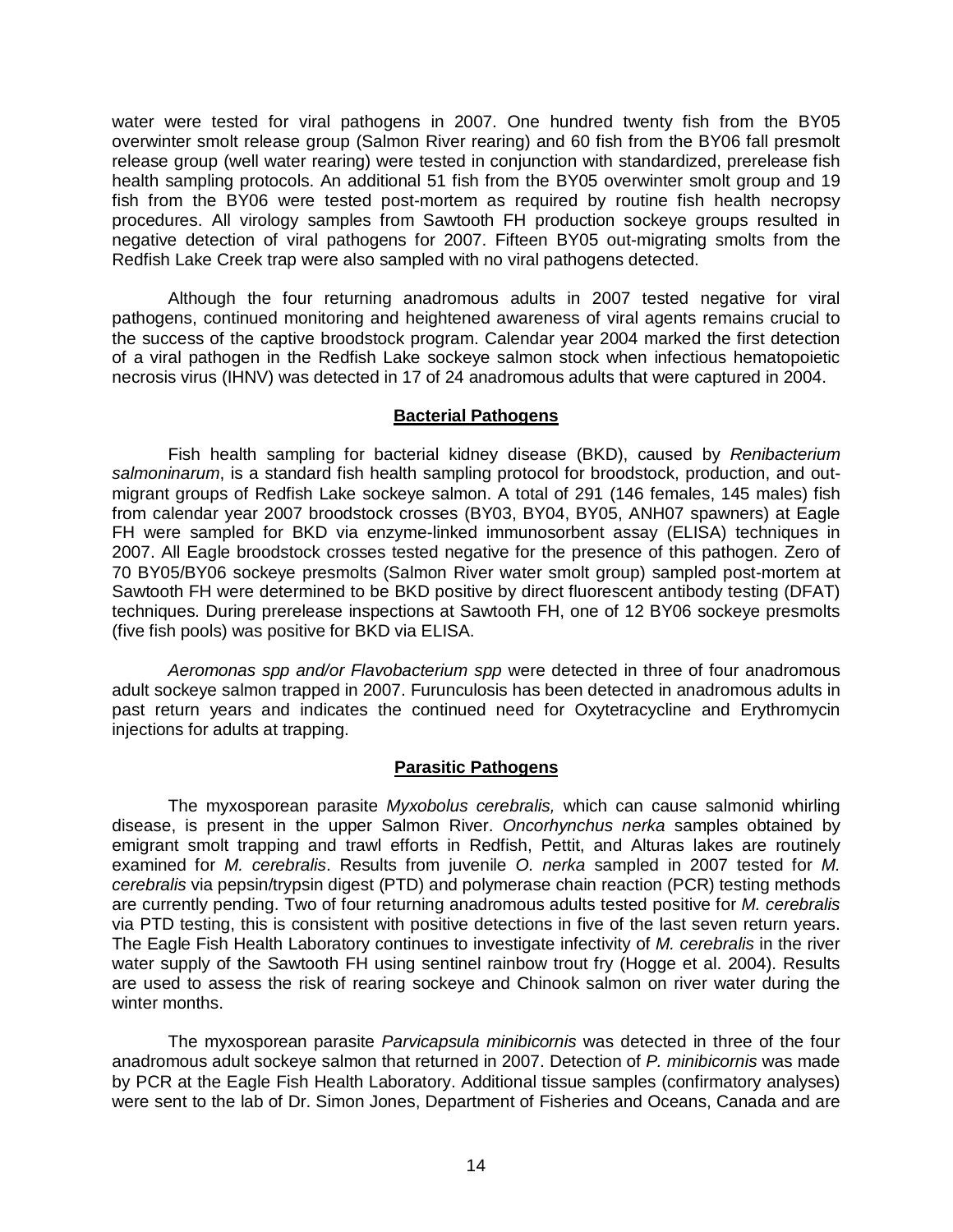water were tested for viral pathogens in 2007. One hundred twenty fish from the BY05 overwinter smolt release group (Salmon River rearing) and 60 fish from the BY06 fall presmolt release group (well water rearing) were tested in conjunction with standardized, prerelease fish health sampling protocols. An additional 51 fish from the BY05 overwinter smolt group and 19 fish from the BY06 were tested post-mortem as required by routine fish health necropsy procedures. All virology samples from Sawtooth FH production sockeye groups resulted in negative detection of viral pathogens for 2007. Fifteen BY05 out-migrating smolts from the Redfish Lake Creek trap were also sampled with no viral pathogens detected.

Although the four returning anadromous adults in 2007 tested negative for viral pathogens, continued monitoring and heightened awareness of viral agents remains crucial to the success of the captive broodstock program. Calendar year 2004 marked the first detection of a viral pathogen in the Redfish Lake sockeye salmon stock when infectious hematopoietic necrosis virus (IHNV) was detected in 17 of 24 anadromous adults that were captured in 2004.

## Bacterial Pathogens

Fish health sampling for bacterial kidney disease (BKD), caused by *Renibacterium salmoninarum*, is a standard fish health sampling protocol for broodstock, production, and out-migrant groups of Redfish Lake sockeye salmon. A total of 291 (146 females, 145 males) fish from calendar year 2007 broodstock crosses (BY03, BY04, BY05, ANH07 spawners) at Eagle FH were sampled for BKD via enzyme-linked immunosorbent assay (ELISA) techniques in 2007. All Eagle broodstock crosses tested negative for the presence of this pathogen. Zero of 70 BY05/BY06 sockeye presmolts (Salmon River water smolt group) sampled post-mortem at Sawtooth FH were determined to be BKD positive by direct fluorescent antibody testing (DFAT) techniques. During prerelease inspections at Sawtooth FH, one of 12 BY06 sockeye presmolts (five fish pools) was positive for BKD via ELISA.

*Aeromonas spp and/or Flavobacterium spp* were detected in three of four anadromous adult sockeye salmon trapped in 2007. Furunculosis has been detected in anadromous adults in past return years and indicates the continued need for Oxytetracycline and Erythromycin injections for adults at trapping.

## Parasitic Pathogens

The myxosporean parasite *Myxobolus cerebralis,* which can cause salmonid whirling disease, is present in the upper Salmon River. *Oncorhynchus nerka* samples obtained by emigrant smolt trapping and trawl efforts in Redfish, Pettit, and Alturas lakes are routinely examined for *M. cerebralis*. Results from juvenile *O. nerka* sampled in 2007 tested for *M. cerebralis* via pepsin/trypsin digest (PTD) and polymerase chain reaction (PCR) testing methods are currently pending. Two of four returning anadromous adults tested positive for *M. cerebralis* via PTD testing, this is consistent with positive detections in five of the last seven return years. The Eagle Fish Health Laboratory continues to investigate infectivity of *M. cerebralis* in the river water supply of the Sawtooth FH using sentinel rainbow trout fry (Hogge et al. 2004). Results are used to assess the risk of rearing sockeye and Chinook salmon on river water during the winter months.

The myxosporean parasite *Parvicapsula minibicornis* was detected in three of the four anadromous adult sockeye salmon that returned in 2007. Detection of *P. minibicornis* was made by PCR at the Eagle Fish Health Laboratory. Additional tissue samples (confirmatory analyses) were sent to the lab of Dr. Simon Jones, Department of Fisheries and Oceans, Canada and are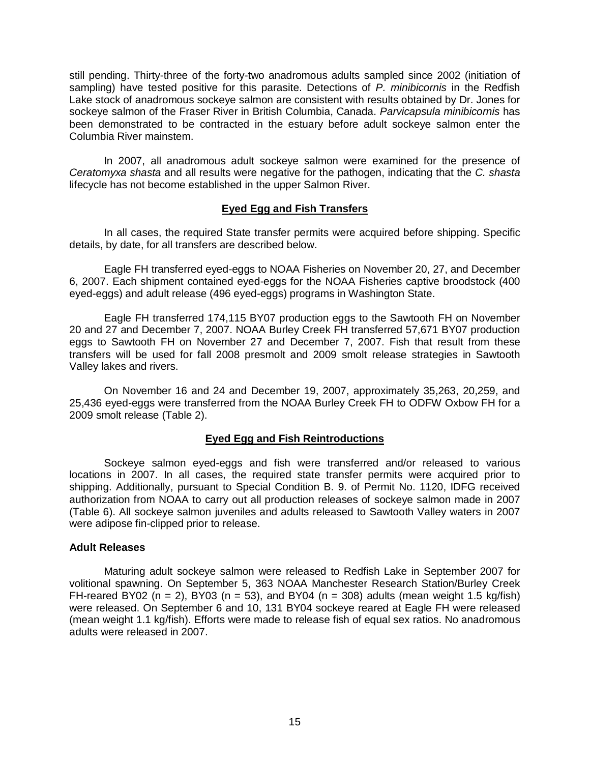still pending. Thirty-three of the forty-two anadromous adults sampled since 2002 (initiation of sampling) have tested positive for this parasite. Detections of *P. minibicornis* in the Redfish Lake stock of anadromous sockeye salmon are consistent with results obtained by Dr. Jones for sockeye salmon of the Fraser River in British Columbia, Canada. *Parvicapsula minibicornis* has been demonstrated to be contracted in the estuary before adult sockeye salmon enter the Columbia River mainstem.

In 2007, all anadromous adult sockeye salmon were examined for the presence of *Ceratomyxa shasta* and all results were negative for the pathogen, indicating that the *C. shasta* lifecycle has not become established in the upper Salmon River.

## Eyed Egg and Fish Transfers

In all cases, the required State transfer permits were acquired before shipping. Specific details, by date, for all transfers are described below.

Eagle FH transferred eyed-eggs to NOAA Fisheries on November 20, 27, and December 6, 2007. Each shipment contained eyed-eggs for the NOAA Fisheries captive broodstock (400 eyed-eggs) and adult release (496 eyed-eggs) programs in Washington State.

Eagle FH transferred 174,115 BY07 production eggs to the Sawtooth FH on November 20 and 27 and December 7, 2007. NOAA Burley Creek FH transferred 57,671 BY07 production eggs to Sawtooth FH on November 27 and December 7, 2007. Fish that result from these transfers will be used for fall 2008 presmolt and 2009 smolt release strategies in Sawtooth Valley lakes and rivers.

On November 16 and 24 and December 19, 2007, approximately 35,263, 20,259, and 25,436 eyed-eggs were transferred from the NOAA Burley Creek FH to ODFW Oxbow FH for a 2009 smolt release (Table 2).

## Eyed Egg and Fish Reintroductions

Sockeye salmon eyed-eggs and fish were transferred and/or released to various locations in 2007. In all cases, the required state transfer permits were acquired prior to shipping. Additionally, pursuant to Special Condition B. 9. of Permit No. 1120, IDFG received authorization from NOAA to carry out all production releases of sockeye salmon made in 2007 (Table 6). All sockeye salmon juveniles and adults released to Sawtooth Valley waters in 2007 were adipose fin-clipped prior to release.

### Adult Releases

Maturing adult sockeye salmon were released to Redfish Lake in September 2007 for volitional spawning. On September 5, 363 NOAA Manchester Research Station/Burley Creek FH-reared BY02 ($n = 2$), BY03 ($n = 53$), and BY04 ($n = 308$) adults (mean weight 1.5 kg/fish) were released. On September 6 and 10, 131 BY04 sockeye reared at Eagle FH were released (mean weight 1.1 kg/fish). Efforts were made to release fish of equal sex ratios. No anadromous adults were released in 2007.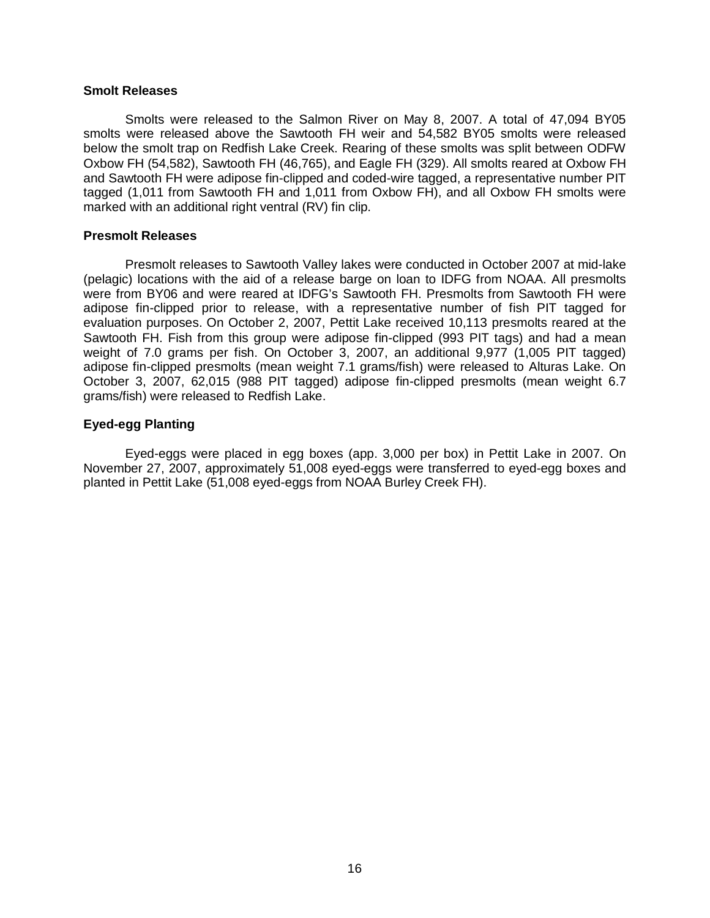### Smolt Releases

Smolts were released to the Salmon River on May 8, 2007. A total of 47,094 BY05 smolts were released above the Sawtooth FH weir and 54,582 BY05 smolts were released below the smolt trap on Redfish Lake Creek. Rearing of these smolts was split between ODFW Oxbow FH (54,582), Sawtooth FH (46,765), and Eagle FH (329). All smolts reared at Oxbow FH and Sawtooth FH were adipose fin-clipped and coded-wire tagged, a representative number PIT tagged (1,011 from Sawtooth FH and 1,011 from Oxbow FH), and all Oxbow FH smolts were marked with an additional right ventral (RV) fin clip.

### Presmolt Releases

Presmolt releases to Sawtooth Valley lakes were conducted in October 2007 at mid-lake (pelagic) locations with the aid of a release barge on loan to IDFG from NOAA. All presmolts were from BY06 and were reared at IDFG's Sawtooth FH. Presmolts from Sawtooth FH were adipose fin-clipped prior to release, with a representative number of fish PIT tagged for evaluation purposes. On October 2, 2007, Pettit Lake received 10,113 presmolts reared at the Sawtooth FH. Fish from this group were adipose fin-clipped (993 PIT tags) and had a mean weight of 7.0 grams per fish. On October 3, 2007, an additional 9,977 (1,005 PIT tagged) adipose fin-clipped presmolts (mean weight 7.1 grams/fish) were released to Alturas Lake. On October 3, 2007, 62,015 (988 PIT tagged) adipose fin-clipped presmolts (mean weight 6.7 grams/fish) were released to Redfish Lake.

### Eyed-egg Planting

Eyed-eggs were placed in egg boxes (app. 3,000 per box) in Pettit Lake in 2007. On November 27, 2007, approximately 51,008 eyed-eggs were transferred to eyed-egg boxes and planted in Pettit Lake (51,008 eyed-eggs from NOAA Burley Creek FH).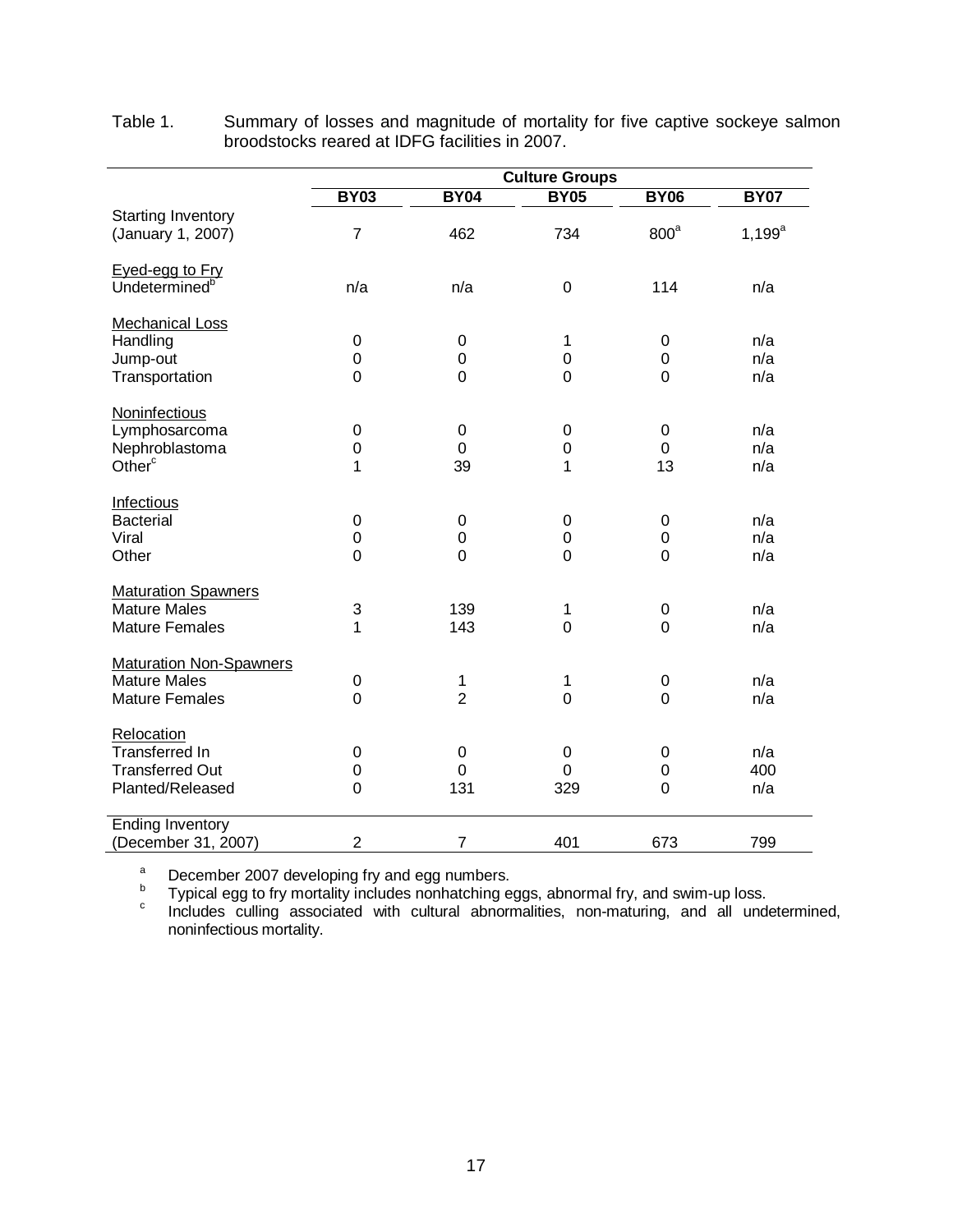Table 1. Summary of losses and magnitude of mortality for five captive sockeye salmon broodstocks reared at IDFG facilities in 2007.

| | Culture Groups | | | | |
|---|---|---|---|---|---|
| | BY03 | BY04 | BY05 | BY06 | BY07 |
| Starting Inventory (January 1, 2007) | 7 | 462 | 734 | 800[a] | 1,199[a] |
| Eyed-egg to Fry | | | | | |
| Undetermined[b] | n/a | n/a | 0 | 114 | n/a |
| Mechanical Loss | | | | | |
| Handling | 0 | 0 | 1 | 0 | n/a |
| Jump-out | 0 | 0 | 0 | 0 | n/a |
| Transportation | 0 | 0 | 0 | 0 | n/a |
| Noninfectious | | | | | |
| Lymphosarcoma | 0 | 0 | 0 | 0 | n/a |
| Nephroblastoma | 0 | 0 | 0 | 0 | n/a |
| Other[c] | 1 | 39 | 1 | 13 | n/a |
| Infectious | | | | | |
| Bacterial | 0 | 0 | 0 | 0 | n/a |
| Viral | 0 | 0 | 0 | 0 | n/a |
| Other | 0 | 0 | 0 | 0 | n/a |
| Maturation Spawners | | | | | |
| Mature Males | 3 | 139 | 1 | 0 | n/a |
| Mature Females | 1 | 143 | 0 | 0 | n/a |
| Maturation Non-Spawners | | | | | |
| Mature Males | 0 | 1 | 1 | 0 | n/a |
| Mature Females | 0 | 2 | 0 | 0 | n/a |
| Relocation | | | | | |
| Transferred In | 0 | 0 | 0 | 0 | n/a |
| Transferred Out | 0 | 0 | 0 | 0 | 400 |
| Planted/Released | 0 | 131 | 329 | 0 | n/a |
| Ending Inventory (December 31, 2007) | 2 | 7 | 401 | 673 | 799 |

[a] December 2007 developing fry and egg numbers.
[b] Typical egg to fry mortality includes nonhatching eggs, abnormal fry, and swim-up loss.
[c] Includes culling associated with cultural abnormalities, non-maturing, and all undetermined, noninfectious mortality.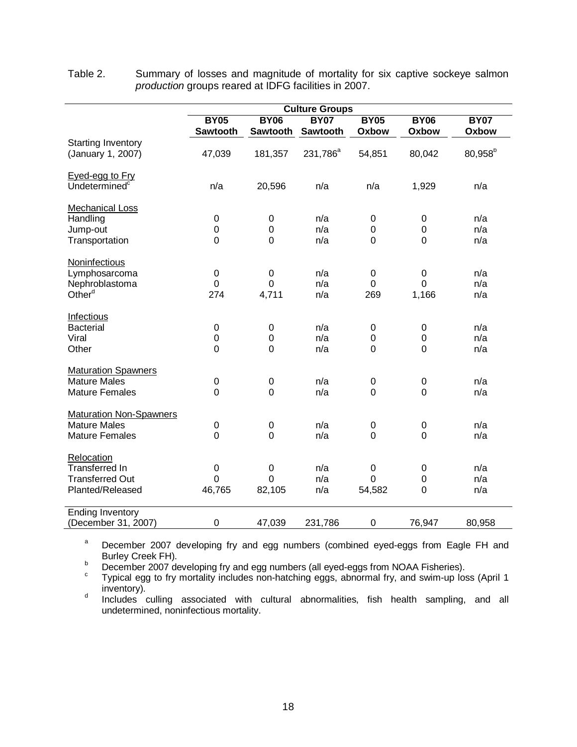Table 2. Summary of losses and magnitude of mortality for six captive sockeye salmon *production* groups reared at IDFG facilities in 2007.

| | Culture Groups | | | | | |
|---|---|---|---|---|---|---|
| | **BY05 Sawtooth** | **BY06 Sawtooth** | **BY07 Sawtooth** | **BY05 Oxbow** | **BY06 Oxbow** | **BY07 Oxbow** |
| Starting Inventory (January 1, 2007) | 47,039 | 181,357 | 231,786[a] | 54,851 | 80,042 | 80,958[b] |
| Eyed-egg to Fry | | | | | | |
| Undetermined[c] | n/a | 20,596 | n/a | n/a | 1,929 | n/a |
| Mechanical Loss | | | | | | |
| Handling | 0 | 0 | n/a | 0 | 0 | n/a |
| Jump-out | 0 | 0 | n/a | 0 | 0 | n/a |
| Transportation | 0 | 0 | n/a | 0 | 0 | n/a |
| Noninfectious | | | | | | |
| Lymphosarcoma | 0 | 0 | n/a | 0 | 0 | n/a |
| Nephroblastoma | 0 | 0 | n/a | 0 | 0 | n/a |
| Other[d] | 274 | 4,711 | n/a | 269 | 1,166 | n/a |
| Infectious | | | | | | |
| Bacterial | 0 | 0 | n/a | 0 | 0 | n/a |
| Viral | 0 | 0 | n/a | 0 | 0 | n/a |
| Other | 0 | 0 | n/a | 0 | 0 | n/a |
| Maturation Spawners | | | | | | |
| Mature Males | 0 | 0 | n/a | 0 | 0 | n/a |
| Mature Females | 0 | 0 | n/a | 0 | 0 | n/a |
| Maturation Non-Spawners | | | | | | |
| Mature Males | 0 | 0 | n/a | 0 | 0 | n/a |
| Mature Females | 0 | 0 | n/a | 0 | 0 | n/a |
| Relocation | | | | | | |
| Transferred In | 0 | 0 | n/a | 0 | 0 | n/a |
| Transferred Out | 0 | 0 | n/a | 0 | 0 | n/a |
| Planted/Released | 46,765 | 82,105 | n/a | 54,582 | 0 | n/a |
| Ending Inventory (December 31, 2007) | 0 | 47,039 | 231,786 | 0 | 76,947 | 80,958 |

[a] December 2007 developing fry and egg numbers (combined eyed-eggs from Eagle FH and Burley Creek FH).

[b] December 2007 developing fry and egg numbers (all eyed-eggs from NOAA Fisheries).

[c] Typical egg to fry mortality includes non-hatching eggs, abnormal fry, and swim-up loss (April 1 inventory).

[d] Includes culling associated with cultural abnormalities, fish health sampling, and all undetermined, noninfectious mortality.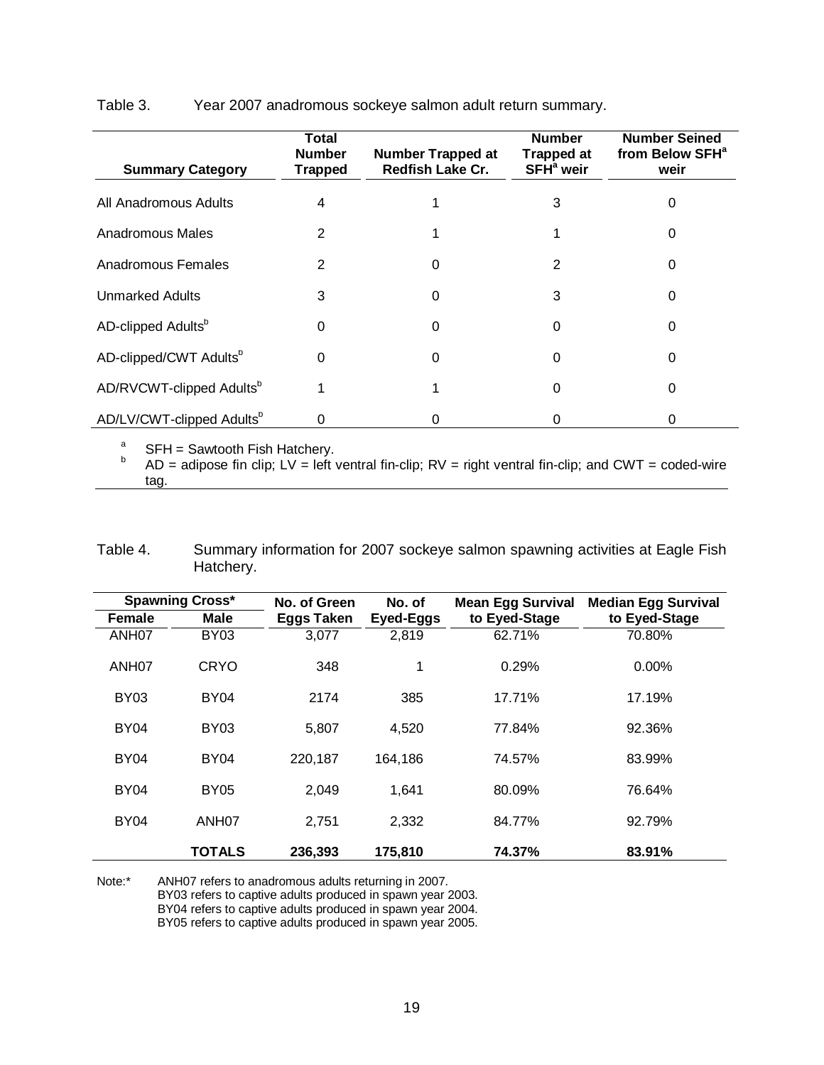Table 3. Year 2007 anadromous sockeye salmon adult return summary.

| Summary Category | Total Number Trapped | Number Trapped at Redfish Lake Cr. | Number Trapped at SFH[a] weir | Number Seined from Below SFH[a] weir |
|---|---|---|---|---|
| All Anadromous Adults | 4 | 1 | 3 | 0 |
| Anadromous Males | 2 | 1 | 1 | 0 |
| Anadromous Females | 2 | 0 | 2 | 0 |
| Unmarked Adults | 3 | 0 | 3 | 0 |
| AD-clipped Adults[b] | 0 | 0 | 0 | 0 |
| AD-clipped/CWT Adults[b] | 0 | 0 | 0 | 0 |
| AD/RVCWT-clipped Adults[b] | 1 | 1 | 0 | 0 |
| AD/LV/CWT-clipped Adults[b] | 0 | 0 | 0 | 0 |

[a] SFH = Sawtooth Fish Hatchery.
[b] AD = adipose fin clip; LV = left ventral fin-clip; RV = right ventral fin-clip; and CWT = coded-wire tag.

Table 4. Summary information for 2007 sockeye salmon spawning activities at Eagle Fish Hatchery.

| Spawning Cross* | | No. of Green Eggs Taken | No. of Eyed-Eggs | Mean Egg Survival to Eyed-Stage | Median Egg Survival to Eyed-Stage |
|---|---|---|---|---|---|
| Female | Male | | | | |
| ANH07 | BY03 | 3,077 | 2,819 | 62.71% | 70.80% |
| ANH07 | CRYO | 348 | 1 | 0.29% | 0.00% |
| BY03 | BY04 | 2174 | 385 | 17.71% | 17.19% |
| BY04 | BY03 | 5,807 | 4,520 | 77.84% | 92.36% |
| BY04 | BY04 | 220,187 | 164,186 | 74.57% | 83.99% |
| BY04 | BY05 | 2,049 | 1,641 | 80.09% | 76.64% |
| BY04 | ANH07 | 2,751 | 2,332 | 84.77% | 92.79% |
| | **TOTALS** | **236,393** | **175,810** | **74.37%** | **83.91%** |

Note:* ANH07 refers to anadromous adults returning in 2007.
BY03 refers to captive adults produced in spawn year 2003.
BY04 refers to captive adults produced in spawn year 2004.
BY05 refers to captive adults produced in spawn year 2005.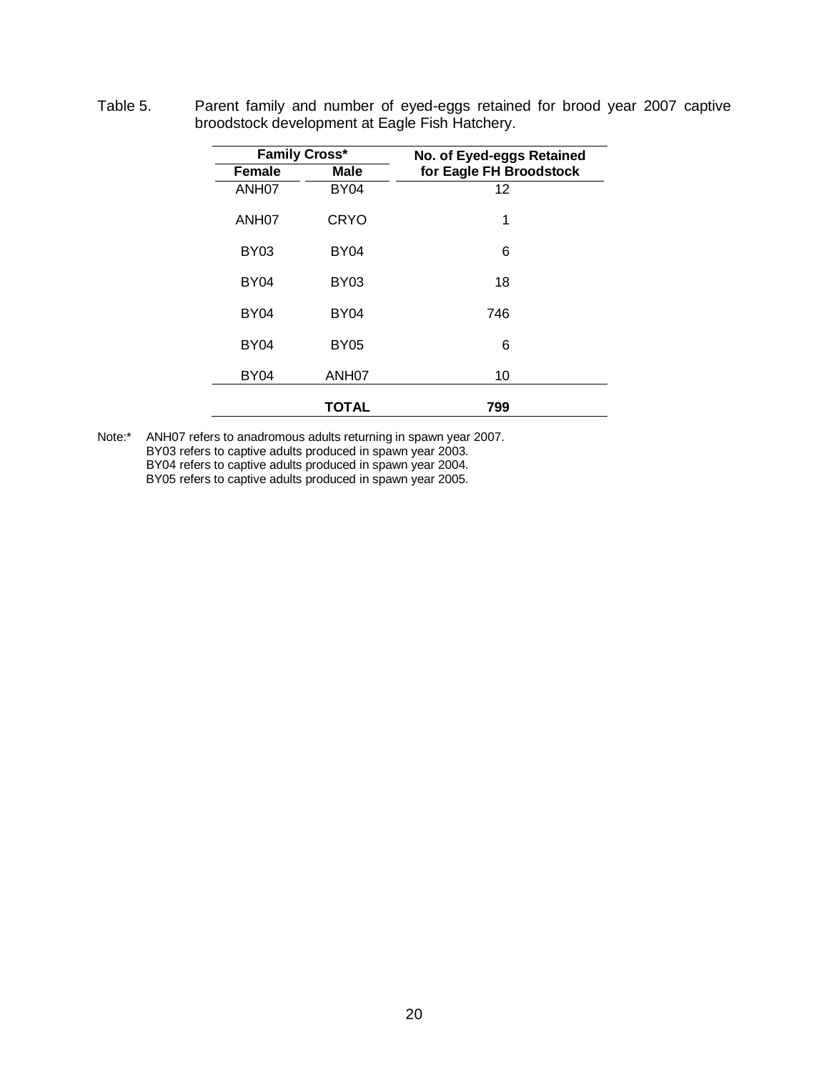Table 5. Parent family and number of eyed-eggs retained for brood year 2007 captive broodstock development at Eagle Fish Hatchery.

| Family Cross* | | No. of Eyed-eggs Retained |
|---|---|---|
| Female | Male | for Eagle FH Broodstock |
| ANH07 | BY04 | 12 |
| ANH07 | CRYO | 1 |
| BY03 | BY04 | 6 |
| BY04 | BY03 | 18 |
| BY04 | BY04 | 746 |
| BY04 | BY05 | 6 |
| BY04 | ANH07 | 10 |
| | **TOTAL** | **799** |

Note:* ANH07 refers to anadromous adults returning in spawn year 2007.
BY03 refers to captive adults produced in spawn year 2003.
BY04 refers to captive adults produced in spawn year 2004.
BY05 refers to captive adults produced in spawn year 2005.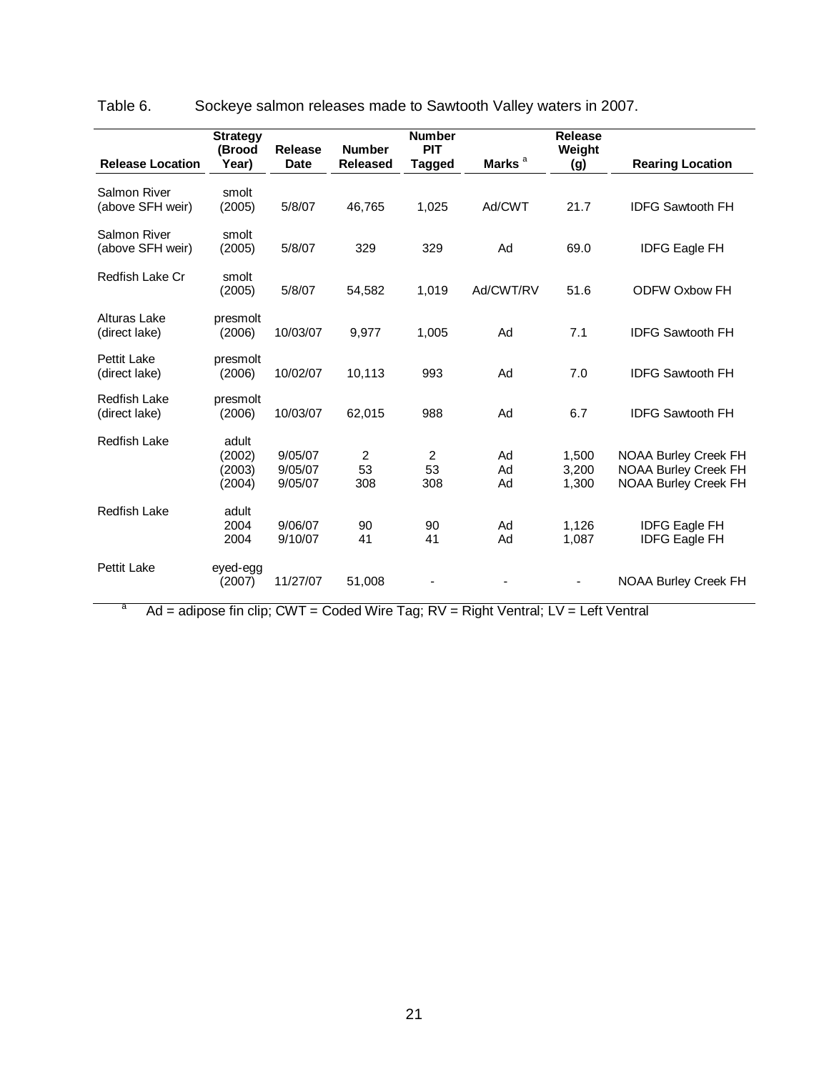Table 6. Sockeye salmon releases made to Sawtooth Valley waters in 2007.

| Release Location | Strategy (Brood Year) | Release Date | Number Released | Number PIT Tagged | Marks [a] | Release Weight (g) | Rearing Location |
|---|---|---|---|---|---|---|---|
| Salmon River (above SFH weir) | smolt (2005) | 5/8/07 | 46,765 | 1,025 | Ad/CWT | 21.7 | IDFG Sawtooth FH |
| Salmon River (above SFH weir) | smolt (2005) | 5/8/07 | 329 | 329 | Ad | 69.0 | IDFG Eagle FH |
| Redfish Lake Cr | smolt (2005) | 5/8/07 | 54,582 | 1,019 | Ad/CWT/RV | 51.6 | ODFW Oxbow FH |
| Alturas Lake (direct lake) | presmolt (2006) | 10/03/07 | 9,977 | 1,005 | Ad | 7.1 | IDFG Sawtooth FH |
| Pettit Lake (direct lake) | presmolt (2006) | 10/02/07 | 10,113 | 993 | Ad | 7.0 | IDFG Sawtooth FH |
| Redfish Lake (direct lake) | presmolt (2006) | 10/03/07 | 62,015 | 988 | Ad | 6.7 | IDFG Sawtooth FH |
| Redfish Lake | adult | | | | | | |
| | (2002) | 9/05/07 | 2 | 2 | Ad | 1,500 | NOAA Burley Creek FH |
| | (2003) | 9/05/07 | 53 | 53 | Ad | 3,200 | NOAA Burley Creek FH |
| | (2004) | 9/05/07 | 308 | 308 | Ad | 1,300 | NOAA Burley Creek FH |
| Redfish Lake | adult | | | | | | |
| | 2004 | 9/06/07 | 90 | 90 | Ad | 1,126 | IDFG Eagle FH |
| | 2004 | 9/10/07 | 41 | 41 | Ad | 1,087 | IDFG Eagle FH |
| Pettit Lake | eyed-egg (2007) | 11/27/07 | 51,008 | - | - | - | NOAA Burley Creek FH |

[a] Ad = adipose fin clip; CWT = Coded Wire Tag; RV = Right Ventral; LV = Left Ventral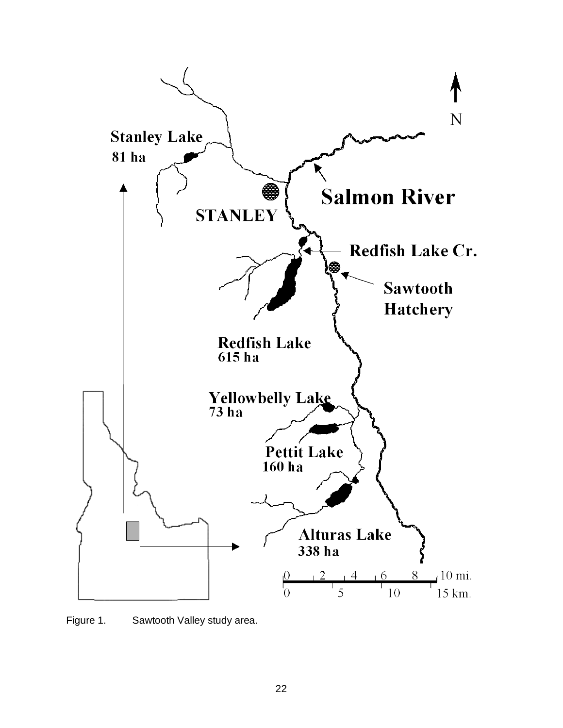Figure 1. Sawtooth Valley study area.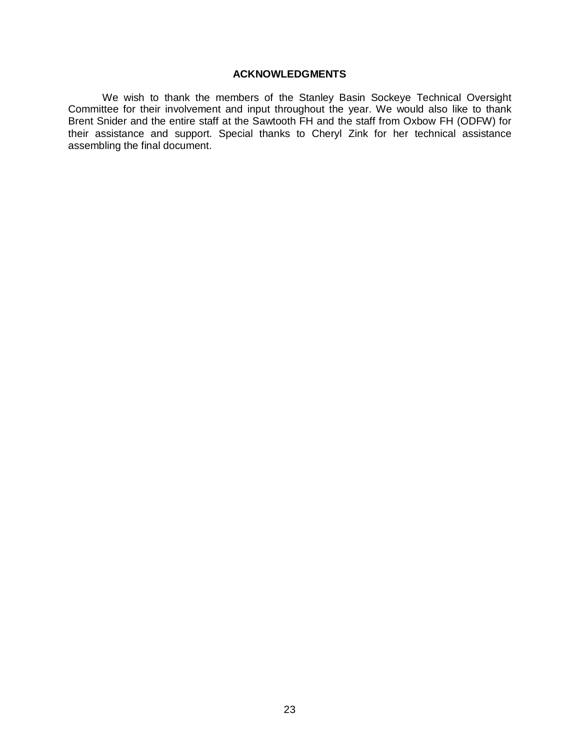## ACKNOWLEDGMENTS

We wish to thank the members of the Stanley Basin Sockeye Technical Oversight Committee for their involvement and input throughout the year. We would also like to thank Brent Snider and the entire staff at the Sawtooth FH and the staff from Oxbow FH (ODFW) for their assistance and support. Special thanks to Cheryl Zink for her technical assistance assembling the final document.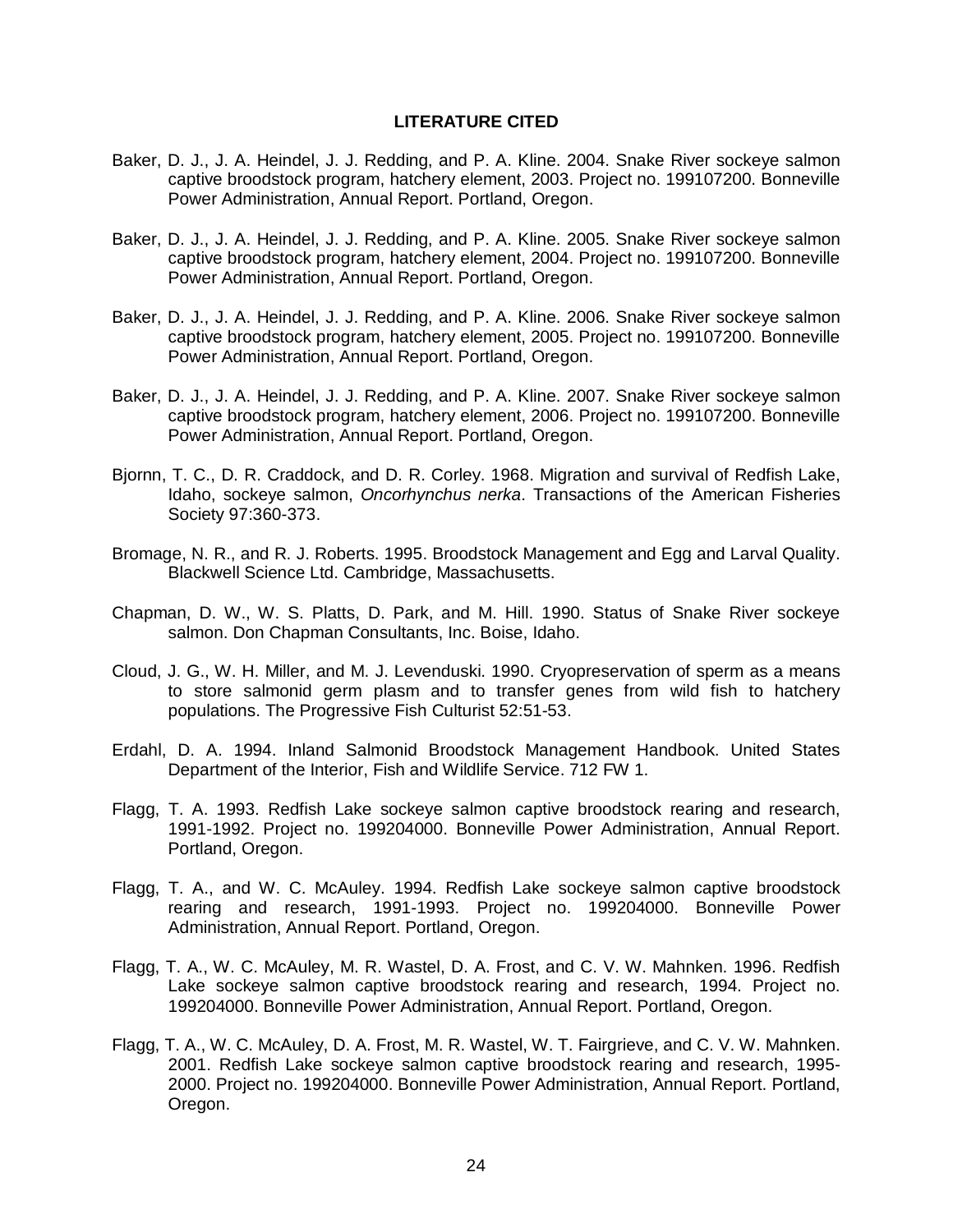# LITERATURE CITED

Baker, D. J., J. A. Heindel, J. J. Redding, and P. A. Kline. 2004. Snake River sockeye salmon captive broodstock program, hatchery element, 2003. Project no. 199107200. Bonneville Power Administration, Annual Report. Portland, Oregon.

Baker, D. J., J. A. Heindel, J. J. Redding, and P. A. Kline. 2005. Snake River sockeye salmon captive broodstock program, hatchery element, 2004. Project no. 199107200. Bonneville Power Administration, Annual Report. Portland, Oregon.

Baker, D. J., J. A. Heindel, J. J. Redding, and P. A. Kline. 2006. Snake River sockeye salmon captive broodstock program, hatchery element, 2005. Project no. 199107200. Bonneville Power Administration, Annual Report. Portland, Oregon.

Baker, D. J., J. A. Heindel, J. J. Redding, and P. A. Kline. 2007. Snake River sockeye salmon captive broodstock program, hatchery element, 2006. Project no. 199107200. Bonneville Power Administration, Annual Report. Portland, Oregon.

Bjornn, T. C., D. R. Craddock, and D. R. Corley. 1968. Migration and survival of Redfish Lake, Idaho, sockeye salmon, *Oncorhynchus nerka*. Transactions of the American Fisheries Society 97:360-373.

Bromage, N. R., and R. J. Roberts. 1995. Broodstock Management and Egg and Larval Quality. Blackwell Science Ltd. Cambridge, Massachusetts.

Chapman, D. W., W. S. Platts, D. Park, and M. Hill. 1990. Status of Snake River sockeye salmon. Don Chapman Consultants, Inc. Boise, Idaho.

Cloud, J. G., W. H. Miller, and M. J. Levenduski. 1990. Cryopreservation of sperm as a means to store salmonid germ plasm and to transfer genes from wild fish to hatchery populations. The Progressive Fish Culturist 52:51-53.

Erdahl, D. A. 1994. Inland Salmonid Broodstock Management Handbook. United States Department of the Interior, Fish and Wildlife Service. 712 FW 1.

Flagg, T. A. 1993. Redfish Lake sockeye salmon captive broodstock rearing and research, 1991-1992. Project no. 199204000. Bonneville Power Administration, Annual Report. Portland, Oregon.

Flagg, T. A., and W. C. McAuley. 1994. Redfish Lake sockeye salmon captive broodstock rearing and research, 1991-1993. Project no. 199204000. Bonneville Power Administration, Annual Report. Portland, Oregon.

Flagg, T. A., W. C. McAuley, M. R. Wastel, D. A. Frost, and C. V. W. Mahnken. 1996. Redfish Lake sockeye salmon captive broodstock rearing and research, 1994. Project no. 199204000. Bonneville Power Administration, Annual Report. Portland, Oregon.

Flagg, T. A., W. C. McAuley, D. A. Frost, M. R. Wastel, W. T. Fairgrieve, and C. V. W. Mahnken. 2001. Redfish Lake sockeye salmon captive broodstock rearing and research, 1995-2000. Project no. 199204000. Bonneville Power Administration, Annual Report. Portland, Oregon.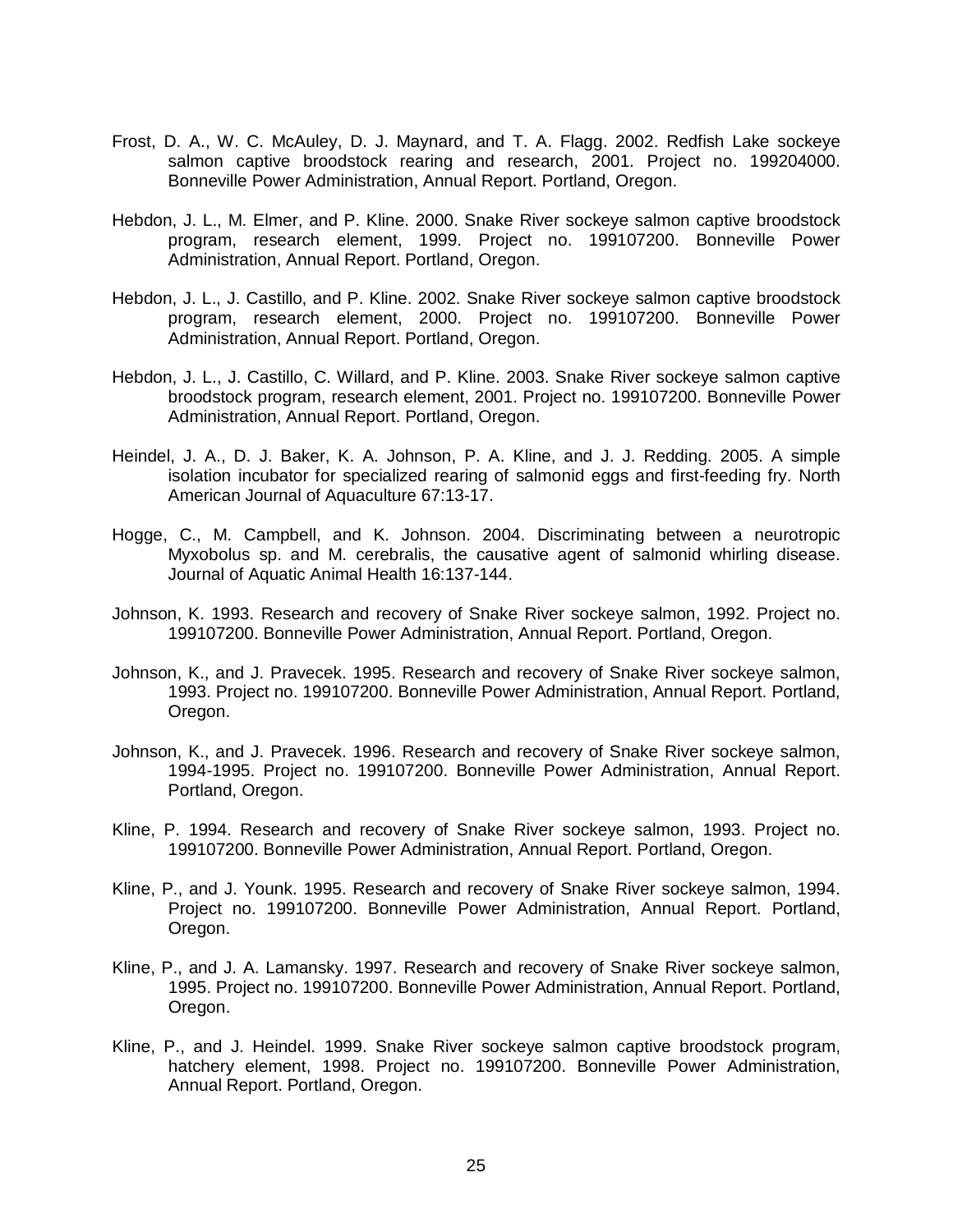Frost, D. A., W. C. McAuley, D. J. Maynard, and T. A. Flagg. 2002. Redfish Lake sockeye salmon captive broodstock rearing and research, 2001. Project no. 199204000. Bonneville Power Administration, Annual Report. Portland, Oregon.

Hebdon, J. L., M. Elmer, and P. Kline. 2000. Snake River sockeye salmon captive broodstock program, research element, 1999. Project no. 199107200. Bonneville Power Administration, Annual Report. Portland, Oregon.

Hebdon, J. L., J. Castillo, and P. Kline. 2002. Snake River sockeye salmon captive broodstock program, research element, 2000. Project no. 199107200. Bonneville Power Administration, Annual Report. Portland, Oregon.

Hebdon, J. L., J. Castillo, C. Willard, and P. Kline. 2003. Snake River sockeye salmon captive broodstock program, research element, 2001. Project no. 199107200. Bonneville Power Administration, Annual Report. Portland, Oregon.

Heindel, J. A., D. J. Baker, K. A. Johnson, P. A. Kline, and J. J. Redding. 2005. A simple isolation incubator for specialized rearing of salmonid eggs and first-feeding fry. North American Journal of Aquaculture 67:13-17.

Hogge, C., M. Campbell, and K. Johnson. 2004. Discriminating between a neurotropic Myxobolus sp. and M. cerebralis, the causative agent of salmonid whirling disease. Journal of Aquatic Animal Health 16:137-144.

Johnson, K. 1993. Research and recovery of Snake River sockeye salmon, 1992. Project no. 199107200. Bonneville Power Administration, Annual Report. Portland, Oregon.

Johnson, K., and J. Pravecek. 1995. Research and recovery of Snake River sockeye salmon, 1993. Project no. 199107200. Bonneville Power Administration, Annual Report. Portland, Oregon.

Johnson, K., and J. Pravecek. 1996. Research and recovery of Snake River sockeye salmon, 1994-1995. Project no. 199107200. Bonneville Power Administration, Annual Report. Portland, Oregon.

Kline, P. 1994. Research and recovery of Snake River sockeye salmon, 1993. Project no. 199107200. Bonneville Power Administration, Annual Report. Portland, Oregon.

Kline, P., and J. Younk. 1995. Research and recovery of Snake River sockeye salmon, 1994. Project no. 199107200. Bonneville Power Administration, Annual Report. Portland, Oregon.

Kline, P., and J. A. Lamansky. 1997. Research and recovery of Snake River sockeye salmon, 1995. Project no. 199107200. Bonneville Power Administration, Annual Report. Portland, Oregon.

Kline, P., and J. Heindel. 1999. Snake River sockeye salmon captive broodstock program, hatchery element, 1998. Project no. 199107200. Bonneville Power Administration, Annual Report. Portland, Oregon.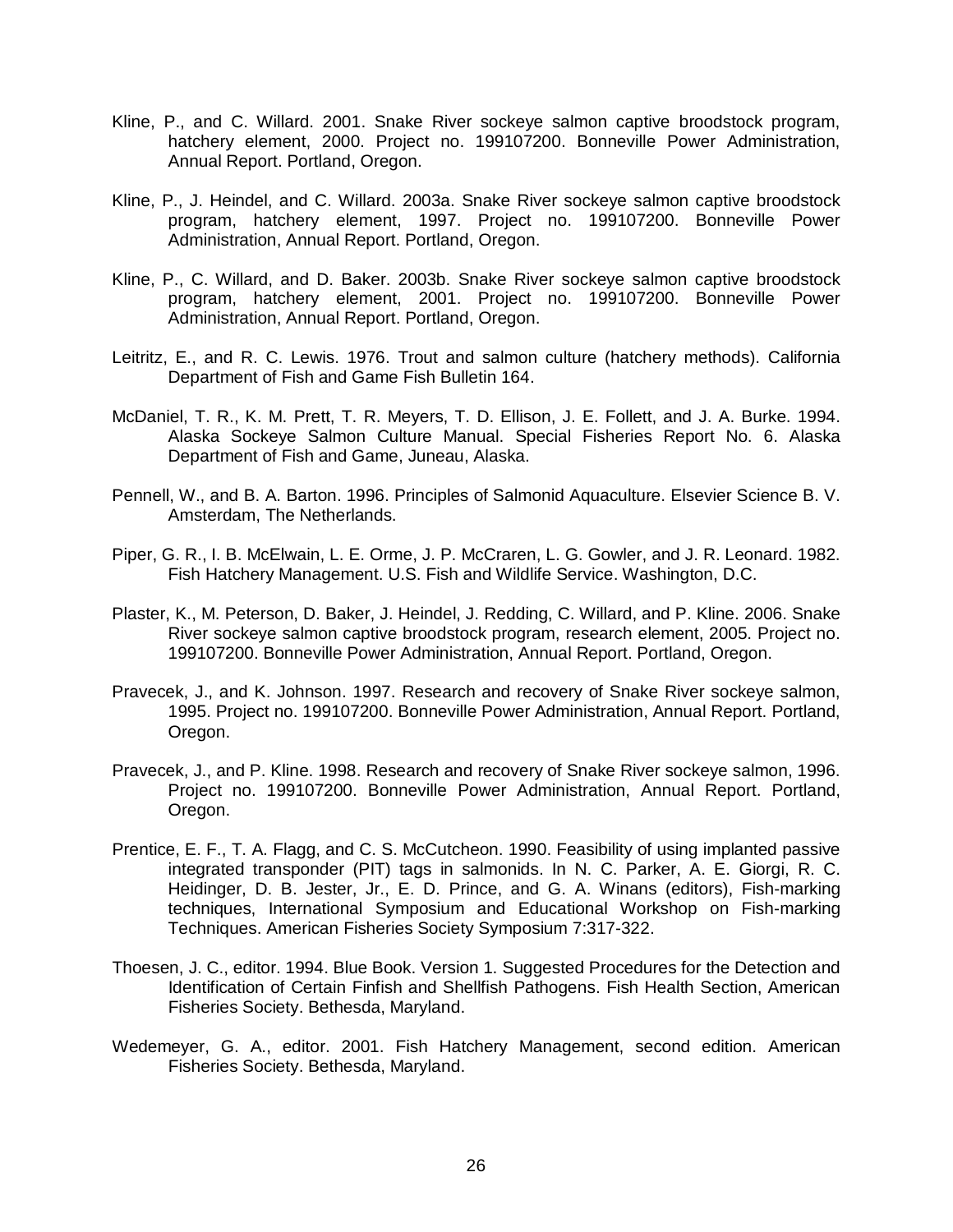Kline, P., and C. Willard. 2001. Snake River sockeye salmon captive broodstock program, hatchery element, 2000. Project no. 199107200. Bonneville Power Administration, Annual Report. Portland, Oregon.

Kline, P., J. Heindel, and C. Willard. 2003a. Snake River sockeye salmon captive broodstock program, hatchery element, 1997. Project no. 199107200. Bonneville Power Administration, Annual Report. Portland, Oregon.

Kline, P., C. Willard, and D. Baker. 2003b. Snake River sockeye salmon captive broodstock program, hatchery element, 2001. Project no. 199107200. Bonneville Power Administration, Annual Report. Portland, Oregon.

Leitritz, E., and R. C. Lewis. 1976. Trout and salmon culture (hatchery methods). California Department of Fish and Game Fish Bulletin 164.

McDaniel, T. R., K. M. Prett, T. R. Meyers, T. D. Ellison, J. E. Follett, and J. A. Burke. 1994. Alaska Sockeye Salmon Culture Manual. Special Fisheries Report No. 6. Alaska Department of Fish and Game, Juneau, Alaska.

Pennell, W., and B. A. Barton. 1996. Principles of Salmonid Aquaculture. Elsevier Science B. V. Amsterdam, The Netherlands.

Piper, G. R., I. B. McElwain, L. E. Orme, J. P. McCraren, L. G. Gowler, and J. R. Leonard. 1982. Fish Hatchery Management. U.S. Fish and Wildlife Service. Washington, D.C.

Plaster, K., M. Peterson, D. Baker, J. Heindel, J. Redding, C. Willard, and P. Kline. 2006. Snake River sockeye salmon captive broodstock program, research element, 2005. Project no. 199107200. Bonneville Power Administration, Annual Report. Portland, Oregon.

Pravecek, J., and K. Johnson. 1997. Research and recovery of Snake River sockeye salmon, 1995. Project no. 199107200. Bonneville Power Administration, Annual Report. Portland, Oregon.

Pravecek, J., and P. Kline. 1998. Research and recovery of Snake River sockeye salmon, 1996. Project no. 199107200. Bonneville Power Administration, Annual Report. Portland, Oregon.

Prentice, E. F., T. A. Flagg, and C. S. McCutcheon. 1990. Feasibility of using implanted passive integrated transponder (PIT) tags in salmonids. In N. C. Parker, A. E. Giorgi, R. C. Heidinger, D. B. Jester, Jr., E. D. Prince, and G. A. Winans (editors), Fish-marking techniques, International Symposium and Educational Workshop on Fish-marking Techniques. American Fisheries Society Symposium 7:317-322.

Thoesen, J. C., editor. 1994. Blue Book. Version 1. Suggested Procedures for the Detection and Identification of Certain Finfish and Shellfish Pathogens. Fish Health Section, American Fisheries Society. Bethesda, Maryland.

Wedemeyer, G. A., editor. 2001. Fish Hatchery Management, second edition. American Fisheries Society. Bethesda, Maryland.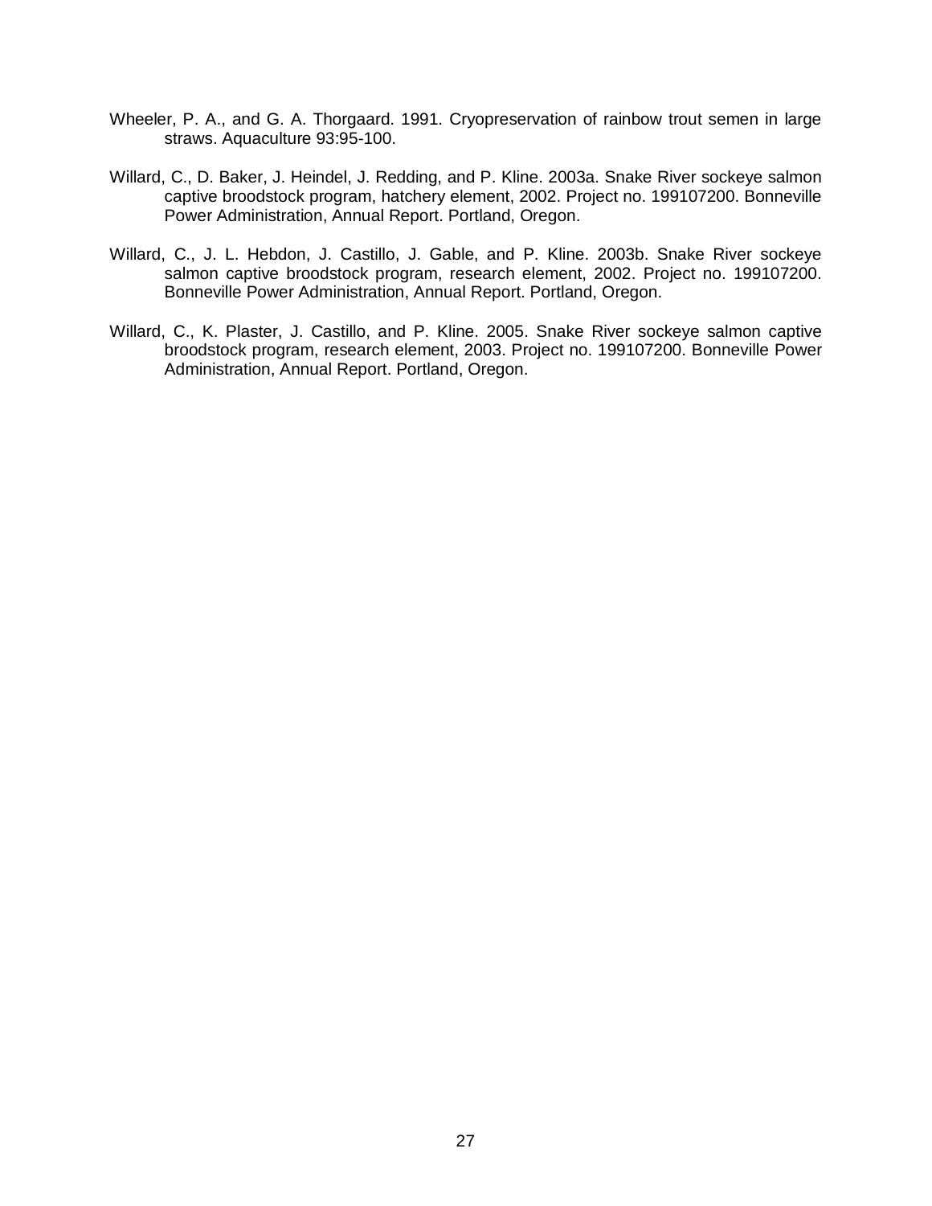Wheeler, P. A., and G. A. Thorgaard. 1991. Cryopreservation of rainbow trout semen in large straws. Aquaculture 93:95-100.

Willard, C., D. Baker, J. Heindel, J. Redding, and P. Kline. 2003a. Snake River sockeye salmon captive broodstock program, hatchery element, 2002. Project no. 199107200. Bonneville Power Administration, Annual Report. Portland, Oregon.

Willard, C., J. L. Hebdon, J. Castillo, J. Gable, and P. Kline. 2003b. Snake River sockeye salmon captive broodstock program, research element, 2002. Project no. 199107200. Bonneville Power Administration, Annual Report. Portland, Oregon.

Willard, C., K. Plaster, J. Castillo, and P. Kline. 2005. Snake River sockeye salmon captive broodstock program, research element, 2003. Project no. 199107200. Bonneville Power Administration, Annual Report. Portland, Oregon.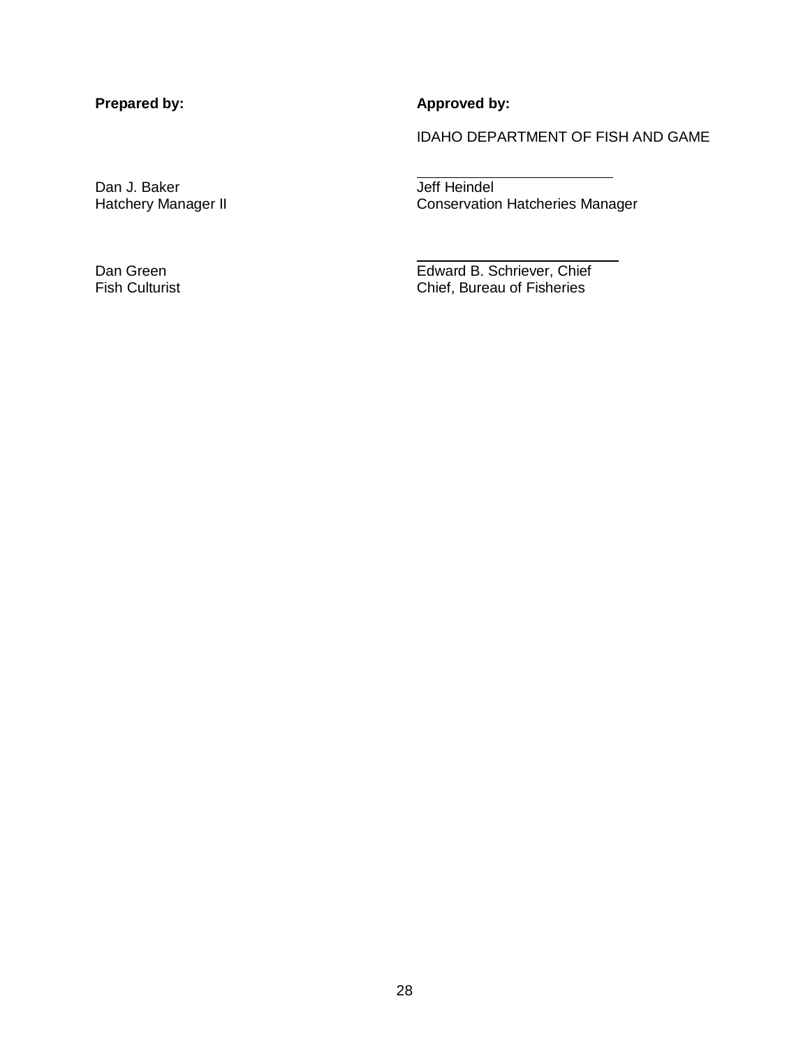**Prepared by:**

Dan J. Baker
Hatchery Manager II

Dan Green
Fish Culturist

**Approved by:**

IDAHO DEPARTMENT OF FISH AND GAME

Jeff Heindel
Conservation Hatcheries Manager

Edward B. Schriever, Chief
Chief, Bureau of Fisheries